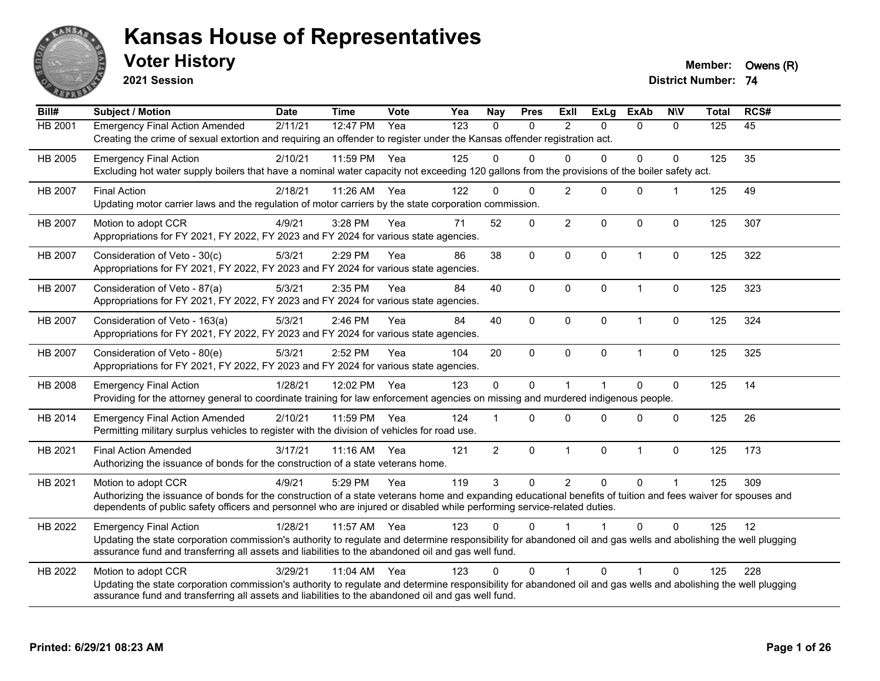# Kansas House of Representatives

## Voter History

**2021 Session**

**Member:** Owens (R)

**District Number:** 74

| Bill# | Subject / Motion | Date | Time | Vote | Yea | Nay | Pres | ExII | ExLg | ExAb | N\V | Total | RCS# |
|---|---|---|---|---|---|---|---|---|---|---|---|---|---|
| HB 2001 | Emergency Final Action Amended | 2/11/21 | 12:47 PM | Yea | 123 | 0 | 0 | 2 | 0 | 0 | 0 | 125 | 45 |
| | Creating the crime of sexual extortion and requiring an offender to register under the Kansas offender registration act. | | | | | | | | | | | | |
| HB 2005 | Emergency Final Action | 2/10/21 | 11:59 PM | Yea | 125 | 0 | 0 | 0 | 0 | 0 | 0 | 125 | 35 |
| | Excluding hot water supply boilers that have a nominal water capacity not exceeding 120 gallons from the provisions of the boiler safety act. | | | | | | | | | | | | |
| HB 2007 | Final Action | 2/18/21 | 11:26 AM | Yea | 122 | 0 | 0 | 2 | 0 | 0 | 1 | 125 | 49 |
| | Updating motor carrier laws and the regulation of motor carriers by the state corporation commission. | | | | | | | | | | | | |
| HB 2007 | Motion to adopt CCR | 4/9/21 | 3:28 PM | Yea | 71 | 52 | 0 | 2 | 0 | 0 | 0 | 125 | 307 |
| | Appropriations for FY 2021, FY 2022, FY 2023 and FY 2024 for various state agencies. | | | | | | | | | | | | |
| HB 2007 | Consideration of Veto - 30(c) | 5/3/21 | 2:29 PM | Yea | 86 | 38 | 0 | 0 | 0 | 1 | 0 | 125 | 322 |
| | Appropriations for FY 2021, FY 2022, FY 2023 and FY 2024 for various state agencies. | | | | | | | | | | | | |
| HB 2007 | Consideration of Veto - 87(a) | 5/3/21 | 2:35 PM | Yea | 84 | 40 | 0 | 0 | 0 | 1 | 0 | 125 | 323 |
| | Appropriations for FY 2021, FY 2022, FY 2023 and FY 2024 for various state agencies. | | | | | | | | | | | | |
| HB 2007 | Consideration of Veto - 163(a) | 5/3/21 | 2:46 PM | Yea | 84 | 40 | 0 | 0 | 0 | 1 | 0 | 125 | 324 |
| | Appropriations for FY 2021, FY 2022, FY 2023 and FY 2024 for various state agencies. | | | | | | | | | | | | |
| HB 2007 | Consideration of Veto - 80(e) | 5/3/21 | 2:52 PM | Yea | 104 | 20 | 0 | 0 | 0 | 1 | 0 | 125 | 325 |
| | Appropriations for FY 2021, FY 2022, FY 2023 and FY 2024 for various state agencies. | | | | | | | | | | | | |
| HB 2008 | Emergency Final Action | 1/28/21 | 12:02 PM | Yea | 123 | 0 | 0 | 1 | 1 | 0 | 0 | 125 | 14 |
| | Providing for the attorney general to coordinate training for law enforcement agencies on missing and murdered indigenous people. | | | | | | | | | | | | |
| HB 2014 | Emergency Final Action Amended | 2/10/21 | 11:59 PM | Yea | 124 | 1 | 0 | 0 | 0 | 0 | 0 | 125 | 26 |
| | Permitting military surplus vehicles to register with the division of vehicles for road use. | | | | | | | | | | | | |
| HB 2021 | Final Action Amended | 3/17/21 | 11:16 AM | Yea | 121 | 2 | 0 | 1 | 0 | 1 | 0 | 125 | 173 |
| | Authorizing the issuance of bonds for the construction of a state veterans home. | | | | | | | | | | | | |
| HB 2021 | Motion to adopt CCR | 4/9/21 | 5:29 PM | Yea | 119 | 3 | 0 | 2 | 0 | 0 | 1 | 125 | 309 |
| | Authorizing the issuance of bonds for the construction of a state veterans home and expanding educational benefits of tuition and fees waiver for spouses and dependents of public safety officers and personnel who are injured or disabled while performing service-related duties. | | | | | | | | | | | | |
| HB 2022 | Emergency Final Action | 1/28/21 | 11:57 AM | Yea | 123 | 0 | 0 | 1 | 1 | 0 | 0 | 125 | 12 |
| | Updating the state corporation commission's authority to regulate and determine responsibility for abandoned oil and gas wells and abolishing the well plugging assurance fund and transferring all assets and liabilities to the abandoned oil and gas well fund. | | | | | | | | | | | | |
| HB 2022 | Motion to adopt CCR | 3/29/21 | 11:04 AM | Yea | 123 | 0 | 0 | 1 | 0 | 1 | 0 | 125 | 228 |
| | Updating the state corporation commission's authority to regulate and determine responsibility for abandoned oil and gas wells and abolishing the well plugging assurance fund and transferring all assets and liabilities to the abandoned oil and gas well fund. | | | | | | | | | | | | |

**Printed: 6/29/21 08:23 AM**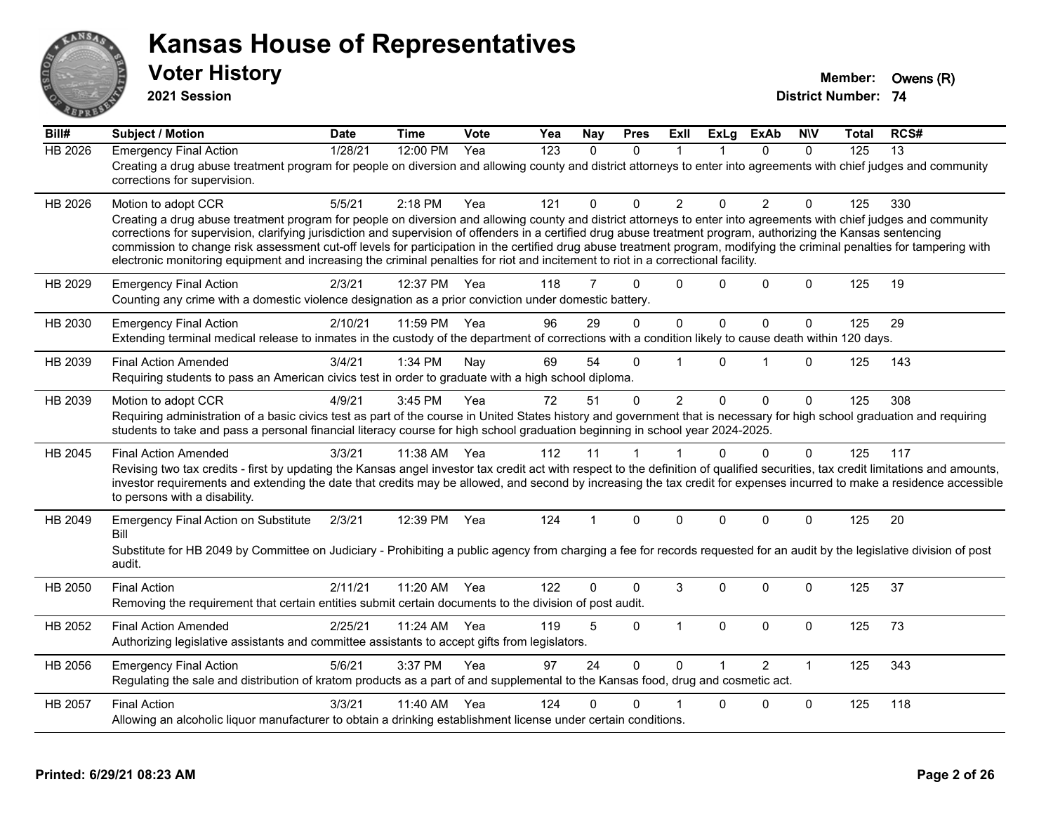# Kansas House of Representatives

## Voter History

**2021 Session**

**Member:** Owens (R)
**District Number:** 74

| Bill# | Subject / Motion | Date | Time | Vote | Yea | Nay | Pres | ExII | ExLg | ExAb | N\V | Total | RCS# |
|---|---|---|---|---|---|---|---|---|---|---|---|---|---|
| HB 2026 | Emergency Final Action | 1/28/21 | 12:00 PM | Yea | 123 | 0 | 0 | 1 | 1 | 0 | 0 | 125 | 13 |
| | Creating a drug abuse treatment program for people on diversion and allowing county and district attorneys to enter into agreements with chief judges and community corrections for supervision. | | | | | | | | | | | | |
| HB 2026 | Motion to adopt CCR | 5/5/21 | 2:18 PM | Yea | 121 | 0 | 0 | 2 | 0 | 2 | 0 | 125 | 330 |
| | Creating a drug abuse treatment program for people on diversion and allowing county and district attorneys to enter into agreements with chief judges and community corrections for supervision, clarifying jurisdiction and supervision of offenders in a certified drug abuse treatment program, authorizing the Kansas sentencing commission to change risk assessment cut-off levels for participation in the certified drug abuse treatment program, modifying the criminal penalties for tampering with electronic monitoring equipment and increasing the criminal penalties for riot and incitement to riot in a correctional facility. | | | | | | | | | | | | |
| HB 2029 | Emergency Final Action | 2/3/21 | 12:37 PM | Yea | 118 | 7 | 0 | 0 | 0 | 0 | 0 | 125 | 19 |
| | Counting any crime with a domestic violence designation as a prior conviction under domestic battery. | | | | | | | | | | | | |
| HB 2030 | Emergency Final Action | 2/10/21 | 11:59 PM | Yea | 96 | 29 | 0 | 0 | 0 | 0 | 0 | 125 | 29 |
| | Extending terminal medical release to inmates in the custody of the department of corrections with a condition likely to cause death within 120 days. | | | | | | | | | | | | |
| HB 2039 | Final Action Amended | 3/4/21 | 1:34 PM | Nay | 69 | 54 | 0 | 1 | 0 | 1 | 0 | 125 | 143 |
| | Requiring students to pass an American civics test in order to graduate with a high school diploma. | | | | | | | | | | | | |
| HB 2039 | Motion to adopt CCR | 4/9/21 | 3:45 PM | Yea | 72 | 51 | 0 | 2 | 0 | 0 | 0 | 125 | 308 |
| | Requiring administration of a basic civics test as part of the course in United States history and government that is necessary for high school graduation and requiring students to take and pass a personal financial literacy course for high school graduation beginning in school year 2024-2025. | | | | | | | | | | | | |
| HB 2045 | Final Action Amended | 3/3/21 | 11:38 AM | Yea | 112 | 11 | 1 | 1 | 0 | 0 | 0 | 125 | 117 |
| | Revising two tax credits - first by updating the Kansas angel investor tax credit act with respect to the definition of qualified securities, tax credit limitations and amounts, investor requirements and extending the date that credits may be allowed, and second by increasing the tax credit for expenses incurred to make a residence accessible to persons with a disability. | | | | | | | | | | | | |
| HB 2049 | Emergency Final Action on Substitute Bill | 2/3/21 | 12:39 PM | Yea | 124 | 1 | 0 | 0 | 0 | 0 | 0 | 125 | 20 |
| | Substitute for HB 2049 by Committee on Judiciary - Prohibiting a public agency from charging a fee for records requested for an audit by the legislative division of post audit. | | | | | | | | | | | | |
| HB 2050 | Final Action | 2/11/21 | 11:20 AM | Yea | 122 | 0 | 0 | 3 | 0 | 0 | 0 | 125 | 37 |
| | Removing the requirement that certain entities submit certain documents to the division of post audit. | | | | | | | | | | | | |
| HB 2052 | Final Action Amended | 2/25/21 | 11:24 AM | Yea | 119 | 5 | 0 | 1 | 0 | 0 | 0 | 125 | 73 |
| | Authorizing legislative assistants and committee assistants to accept gifts from legislators. | | | | | | | | | | | | |
| HB 2056 | Emergency Final Action | 5/6/21 | 3:37 PM | Yea | 97 | 24 | 0 | 0 | 1 | 2 | 1 | 125 | 343 |
| | Regulating the sale and distribution of kratom products as a part of and supplemental to the Kansas food, drug and cosmetic act. | | | | | | | | | | | | |
| HB 2057 | Final Action | 3/3/21 | 11:40 AM | Yea | 124 | 0 | 0 | 1 | 0 | 0 | 0 | 125 | 118 |
| | Allowing an alcoholic liquor manufacturer to obtain a drinking establishment license under certain conditions. | | | | | | | | | | | | |

**Printed: 6/29/21 08:23 AM**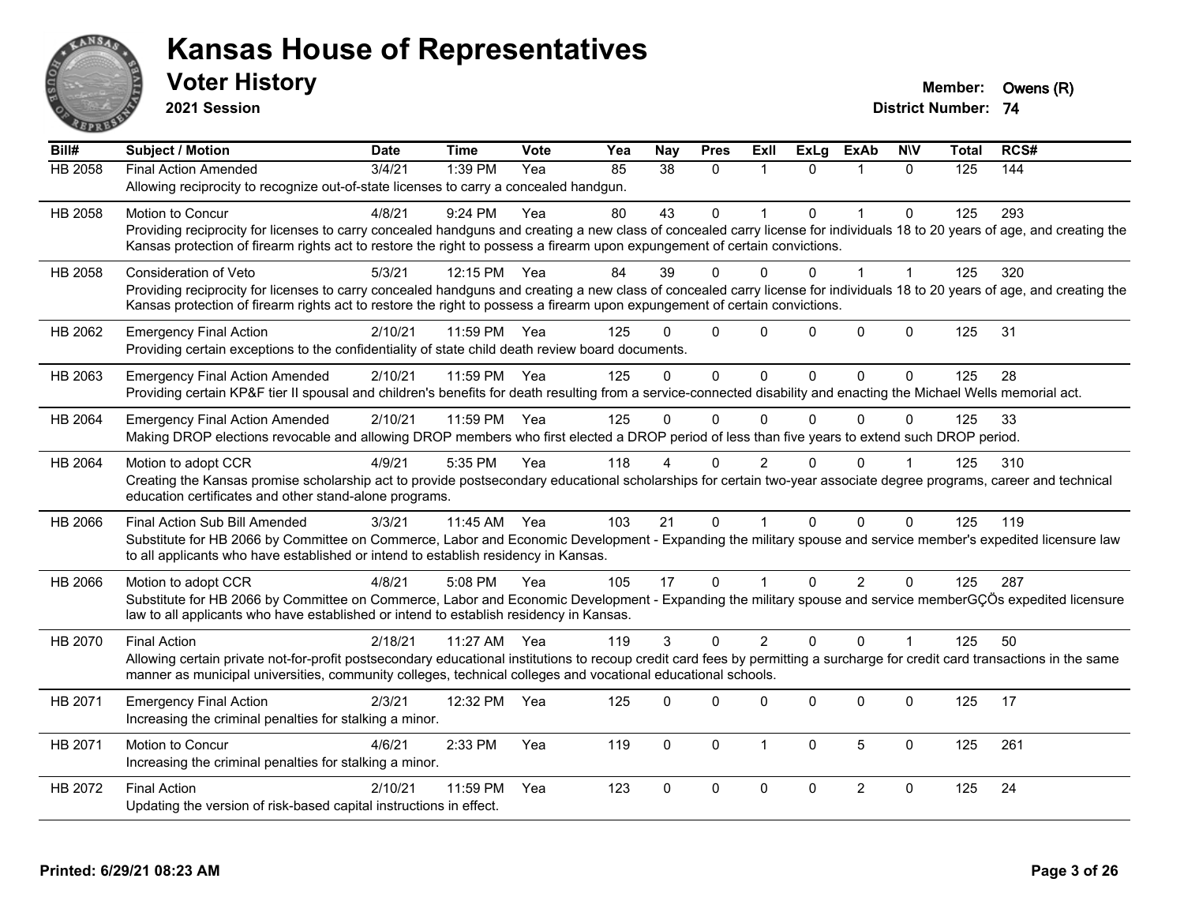# Kansas House of Representatives

## Voter History

**2021 Session**

**Member:** Owens (R)
**District Number:** 74

| Bill# | Subject / Motion | Date | Time | Vote | Yea | Nay | Pres | ExII | ExLg | ExAb | N\V | Total | RCS# |
|---|---|---|---|---|---|---|---|---|---|---|---|---|---|
| HB 2058 | Final Action Amended | 3/4/21 | 1:39 PM | Yea | 85 | 38 | 0 | 1 | 0 | 1 | 0 | 125 | 144 |
| | Allowing reciprocity to recognize out-of-state licenses to carry a concealed handgun. | | | | | | | | | | | | |
| HB 2058 | Motion to Concur | 4/8/21 | 9:24 PM | Yea | 80 | 43 | 0 | 1 | 0 | 1 | 0 | 125 | 293 |
| | Providing reciprocity for licenses to carry concealed handguns and creating a new class of concealed carry license for individuals 18 to 20 years of age, and creating the Kansas protection of firearm rights act to restore the right to possess a firearm upon expungement of certain convictions. | | | | | | | | | | | | |
| HB 2058 | Consideration of Veto | 5/3/21 | 12:15 PM | Yea | 84 | 39 | 0 | 0 | 0 | 1 | 1 | 125 | 320 |
| | Providing reciprocity for licenses to carry concealed handguns and creating a new class of concealed carry license for individuals 18 to 20 years of age, and creating the Kansas protection of firearm rights act to restore the right to possess a firearm upon expungement of certain convictions. | | | | | | | | | | | | |
| HB 2062 | Emergency Final Action | 2/10/21 | 11:59 PM | Yea | 125 | 0 | 0 | 0 | 0 | 0 | 0 | 125 | 31 |
| | Providing certain exceptions to the confidentiality of state child death review board documents. | | | | | | | | | | | | |
| HB 2063 | Emergency Final Action Amended | 2/10/21 | 11:59 PM | Yea | 125 | 0 | 0 | 0 | 0 | 0 | 0 | 125 | 28 |
| | Providing certain KP&F tier II spousal and children's benefits for death resulting from a service-connected disability and enacting the Michael Wells memorial act. | | | | | | | | | | | | |
| HB 2064 | Emergency Final Action Amended | 2/10/21 | 11:59 PM | Yea | 125 | 0 | 0 | 0 | 0 | 0 | 0 | 125 | 33 |
| | Making DROP elections revocable and allowing DROP members who first elected a DROP period of less than five years to extend such DROP period. | | | | | | | | | | | | |
| HB 2064 | Motion to adopt CCR | 4/9/21 | 5:35 PM | Yea | 118 | 4 | 0 | 2 | 0 | 0 | 1 | 125 | 310 |
| | Creating the Kansas promise scholarship act to provide postsecondary educational scholarships for certain two-year associate degree programs, career and technical education certificates and other stand-alone programs. | | | | | | | | | | | | |
| HB 2066 | Final Action Sub Bill Amended | 3/3/21 | 11:45 AM | Yea | 103 | 21 | 0 | 1 | 0 | 0 | 0 | 125 | 119 |
| | Substitute for HB 2066 by Committee on Commerce, Labor and Economic Development - Expanding the military spouse and service member's expedited licensure law to all applicants who have established or intend to establish residency in Kansas. | | | | | | | | | | | | |
| HB 2066 | Motion to adopt CCR | 4/8/21 | 5:08 PM | Yea | 105 | 17 | 0 | 1 | 0 | 2 | 0 | 125 | 287 |
| | Substitute for HB 2066 by Committee on Commerce, Labor and Economic Development - Expanding the military spouse and service memberGÇÖs expedited licensure law to all applicants who have established or intend to establish residency in Kansas. | | | | | | | | | | | | |
| HB 2070 | Final Action | 2/18/21 | 11:27 AM | Yea | 119 | 3 | 0 | 2 | 0 | 0 | 1 | 125 | 50 |
| | Allowing certain private not-for-profit postsecondary educational institutions to recoup credit card fees by permitting a surcharge for credit card transactions in the same manner as municipal universities, community colleges, technical colleges and vocational educational schools. | | | | | | | | | | | | |
| HB 2071 | Emergency Final Action | 2/3/21 | 12:32 PM | Yea | 125 | 0 | 0 | 0 | 0 | 0 | 0 | 125 | 17 |
| | Increasing the criminal penalties for stalking a minor. | | | | | | | | | | | | |
| HB 2071 | Motion to Concur | 4/6/21 | 2:33 PM | Yea | 119 | 0 | 0 | 1 | 0 | 5 | 0 | 125 | 261 |
| | Increasing the criminal penalties for stalking a minor. | | | | | | | | | | | | |
| HB 2072 | Final Action | 2/10/21 | 11:59 PM | Yea | 123 | 0 | 0 | 0 | 0 | 2 | 0 | 125 | 24 |
| | Updating the version of risk-based capital instructions in effect. | | | | | | | | | | | | |

**Printed: 6/29/21 08:23 AM**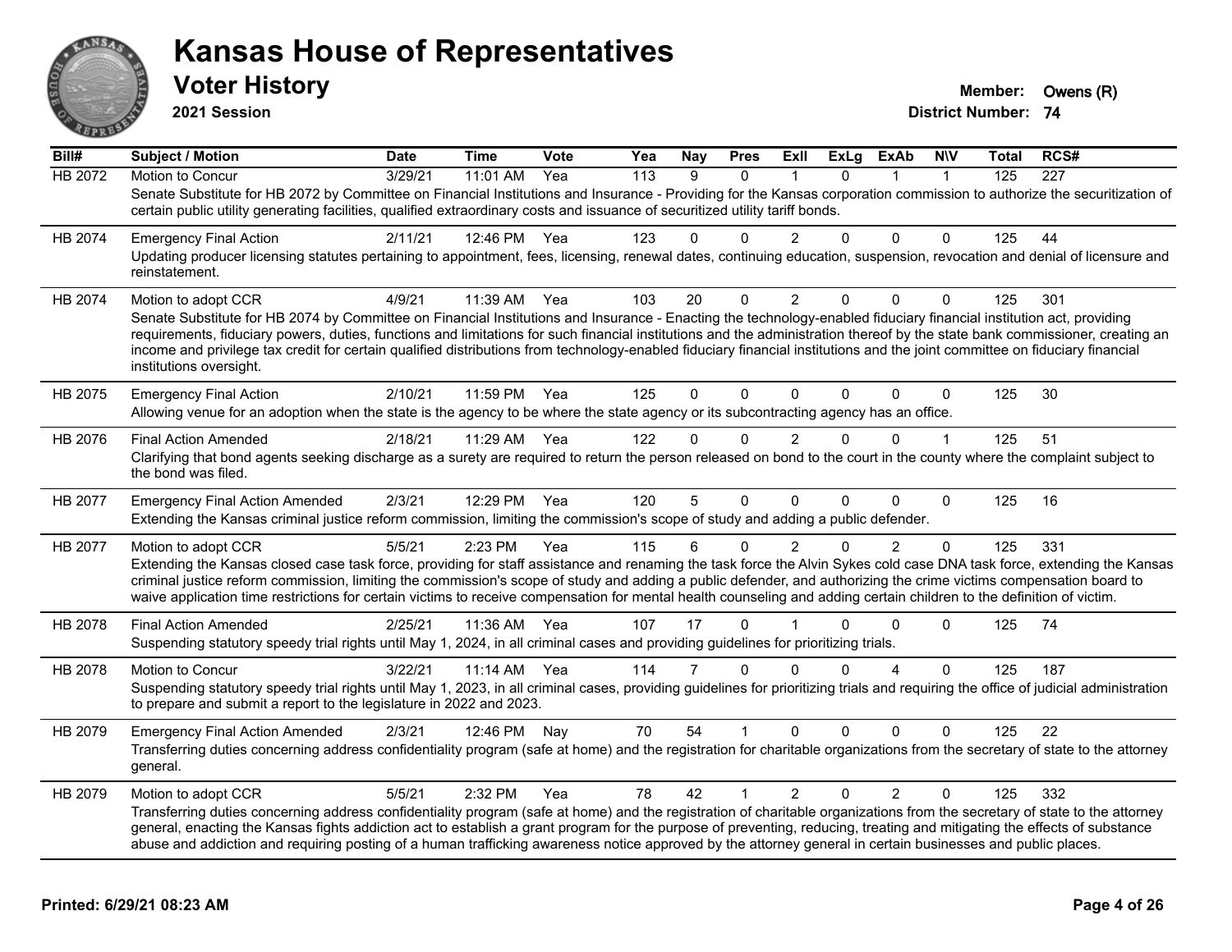# Kansas House of Representatives

## Voter History

**2021 Session**

**Member:** Owens (R)
**District Number:** 74

| Bill# | Subject / Motion | Date | Time | Vote | Yea | Nay | Pres | ExII | ExLg | ExAb | N\V | Total | RCS# |
|---|---|---|---|---|---|---|---|---|---|---|---|---|---|
| HB 2072 | Motion to Concur | 3/29/21 | 11:01 AM | Yea | 113 | 9 | 0 | 1 | 0 | 1 | 1 | 125 | 227 |
| | Senate Substitute for HB 2072 by Committee on Financial Institutions and Insurance - Providing for the Kansas corporation commission to authorize the securitization of certain public utility generating facilities, qualified extraordinary costs and issuance of securitized utility tariff bonds. | | | | | | | | | | | | |
| HB 2074 | Emergency Final Action | 2/11/21 | 12:46 PM | Yea | 123 | 0 | 0 | 2 | 0 | 0 | 0 | 125 | 44 |
| | Updating producer licensing statutes pertaining to appointment, fees, licensing, renewal dates, continuing education, suspension, revocation and denial of licensure and reinstatement. | | | | | | | | | | | | |
| HB 2074 | Motion to adopt CCR | 4/9/21 | 11:39 AM | Yea | 103 | 20 | 0 | 2 | 0 | 0 | 0 | 125 | 301 |
| | Senate Substitute for HB 2074 by Committee on Financial Institutions and Insurance - Enacting the technology-enabled fiduciary financial institution act, providing requirements, fiduciary powers, duties, functions and limitations for such financial institutions and the administration thereof by the state bank commissioner, creating an income and privilege tax credit for certain qualified distributions from technology-enabled fiduciary financial institutions and the joint committee on fiduciary financial institutions oversight. | | | | | | | | | | | | |
| HB 2075 | Emergency Final Action | 2/10/21 | 11:59 PM | Yea | 125 | 0 | 0 | 0 | 0 | 0 | 0 | 125 | 30 |
| | Allowing venue for an adoption when the state is the agency to be where the state agency or its subcontracting agency has an office. | | | | | | | | | | | | |
| HB 2076 | Final Action Amended | 2/18/21 | 11:29 AM | Yea | 122 | 0 | 0 | 2 | 0 | 0 | 1 | 125 | 51 |
| | Clarifying that bond agents seeking discharge as a surety are required to return the person released on bond to the court in the county where the complaint subject to the bond was filed. | | | | | | | | | | | | |
| HB 2077 | Emergency Final Action Amended | 2/3/21 | 12:29 PM | Yea | 120 | 5 | 0 | 0 | 0 | 0 | 0 | 125 | 16 |
| | Extending the Kansas criminal justice reform commission, limiting the commission's scope of study and adding a public defender. | | | | | | | | | | | | |
| HB 2077 | Motion to adopt CCR | 5/5/21 | 2:23 PM | Yea | 115 | 6 | 0 | 2 | 0 | 2 | 0 | 125 | 331 |
| | Extending the Kansas closed case task force, providing for staff assistance and renaming the task force the Alvin Sykes cold case DNA task force, extending the Kansas criminal justice reform commission, limiting the commission's scope of study and adding a public defender, and authorizing the crime victims compensation board to waive application time restrictions for certain victims to receive compensation for mental health counseling and adding certain children to the definition of victim. | | | | | | | | | | | | |
| HB 2078 | Final Action Amended | 2/25/21 | 11:36 AM | Yea | 107 | 17 | 0 | 1 | 0 | 0 | 0 | 125 | 74 |
| | Suspending statutory speedy trial rights until May 1, 2024, in all criminal cases and providing guidelines for prioritizing trials. | | | | | | | | | | | | |
| HB 2078 | Motion to Concur | 3/22/21 | 11:14 AM | Yea | 114 | 7 | 0 | 0 | 0 | 4 | 0 | 125 | 187 |
| | Suspending statutory speedy trial rights until May 1, 2023, in all criminal cases, providing guidelines for prioritizing trials and requiring the office of judicial administration to prepare and submit a report to the legislature in 2022 and 2023. | | | | | | | | | | | | |
| HB 2079 | Emergency Final Action Amended | 2/3/21 | 12:46 PM | Nay | 70 | 54 | 1 | 0 | 0 | 0 | 0 | 125 | 22 |
| | Transferring duties concerning address confidentiality program (safe at home) and the registration for charitable organizations from the secretary of state to the attorney general. | | | | | | | | | | | | |
| HB 2079 | Motion to adopt CCR | 5/5/21 | 2:32 PM | Yea | 78 | 42 | 1 | 2 | 0 | 2 | 0 | 125 | 332 |
| | Transferring duties concerning address confidentiality program (safe at home) and the registration of charitable organizations from the secretary of state to the attorney general, enacting the Kansas fights addiction act to establish a grant program for the purpose of preventing, reducing, treating and mitigating the effects of substance abuse and addiction and requiring posting of a human trafficking awareness notice approved by the attorney general in certain businesses and public places. | | | | | | | | | | | | |

**Printed: 6/29/21 08:23 AM**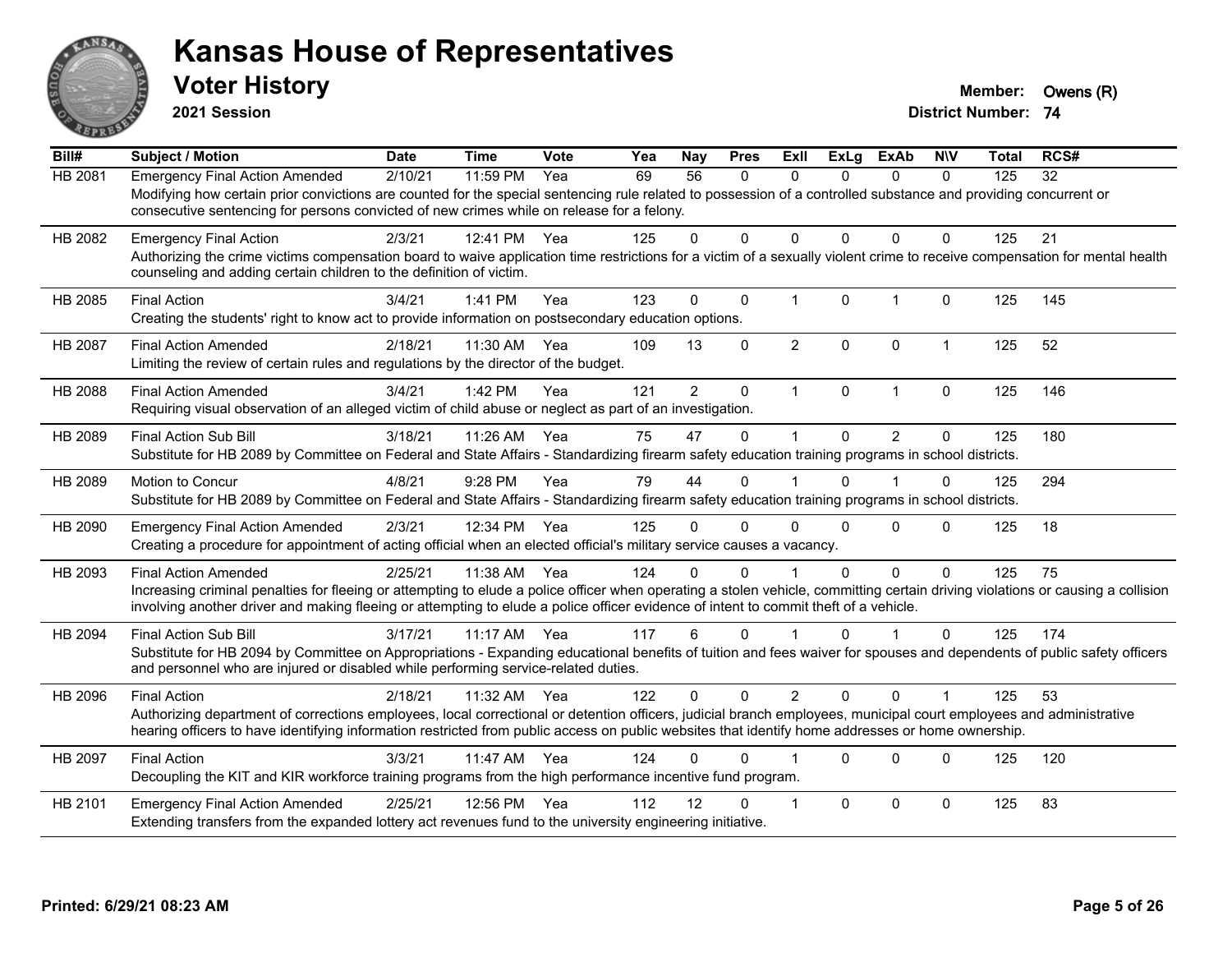# Kansas House of Representatives

## Voter History

**2021 Session**

**Member:** Owens (R)
**District Number:** 74

| Bill# | Subject / Motion | Date | Time | Vote | Yea | Nay | Pres | ExII | ExLg | ExAb | N\V | Total | RCS# |
|---|---|---|---|---|---|---|---|---|---|---|---|---|---|
| HB 2081 | Emergency Final Action Amended | 2/10/21 | 11:59 PM | Yea | 69 | 56 | 0 | 0 | 0 | 0 | 0 | 125 | 32 |
| | Modifying how certain prior convictions are counted for the special sentencing rule related to possession of a controlled substance and providing concurrent or consecutive sentencing for persons convicted of new crimes while on release for a felony. | | | | | | | | | | | | |
| HB 2082 | Emergency Final Action | 2/3/21 | 12:41 PM | Yea | 125 | 0 | 0 | 0 | 0 | 0 | 0 | 125 | 21 |
| | Authorizing the crime victims compensation board to waive application time restrictions for a victim of a sexually violent crime to receive compensation for mental health counseling and adding certain children to the definition of victim. | | | | | | | | | | | | |
| HB 2085 | Final Action | 3/4/21 | 1:41 PM | Yea | 123 | 0 | 0 | 1 | 0 | 1 | 0 | 125 | 145 |
| | Creating the students' right to know act to provide information on postsecondary education options. | | | | | | | | | | | | |
| HB 2087 | Final Action Amended | 2/18/21 | 11:30 AM | Yea | 109 | 13 | 0 | 2 | 0 | 0 | 1 | 125 | 52 |
| | Limiting the review of certain rules and regulations by the director of the budget. | | | | | | | | | | | | |
| HB 2088 | Final Action Amended | 3/4/21 | 1:42 PM | Yea | 121 | 2 | 0 | 1 | 0 | 1 | 0 | 125 | 146 |
| | Requiring visual observation of an alleged victim of child abuse or neglect as part of an investigation. | | | | | | | | | | | | |
| HB 2089 | Final Action Sub Bill | 3/18/21 | 11:26 AM | Yea | 75 | 47 | 0 | 1 | 0 | 2 | 0 | 125 | 180 |
| | Substitute for HB 2089 by Committee on Federal and State Affairs - Standardizing firearm safety education training programs in school districts. | | | | | | | | | | | | |
| HB 2089 | Motion to Concur | 4/8/21 | 9:28 PM | Yea | 79 | 44 | 0 | 1 | 0 | 1 | 0 | 125 | 294 |
| | Substitute for HB 2089 by Committee on Federal and State Affairs - Standardizing firearm safety education training programs in school districts. | | | | | | | | | | | | |
| HB 2090 | Emergency Final Action Amended | 2/3/21 | 12:34 PM | Yea | 125 | 0 | 0 | 0 | 0 | 0 | 0 | 125 | 18 |
| | Creating a procedure for appointment of acting official when an elected official's military service causes a vacancy. | | | | | | | | | | | | |
| HB 2093 | Final Action Amended | 2/25/21 | 11:38 AM | Yea | 124 | 0 | 0 | 1 | 0 | 0 | 0 | 125 | 75 |
| | Increasing criminal penalties for fleeing or attempting to elude a police officer when operating a stolen vehicle, committing certain driving violations or causing a collision involving another driver and making fleeing or attempting to elude a police officer evidence of intent to commit theft of a vehicle. | | | | | | | | | | | | |
| HB 2094 | Final Action Sub Bill | 3/17/21 | 11:17 AM | Yea | 117 | 6 | 0 | 1 | 0 | 1 | 0 | 125 | 174 |
| | Substitute for HB 2094 by Committee on Appropriations - Expanding educational benefits of tuition and fees waiver for spouses and dependents of public safety officers and personnel who are injured or disabled while performing service-related duties. | | | | | | | | | | | | |
| HB 2096 | Final Action | 2/18/21 | 11:32 AM | Yea | 122 | 0 | 0 | 2 | 0 | 0 | 1 | 125 | 53 |
| | Authorizing department of corrections employees, local correctional or detention officers, judicial branch employees, municipal court employees and administrative hearing officers to have identifying information restricted from public access on public websites that identify home addresses or home ownership. | | | | | | | | | | | | |
| HB 2097 | Final Action | 3/3/21 | 11:47 AM | Yea | 124 | 0 | 0 | 1 | 0 | 0 | 0 | 125 | 120 |
| | Decoupling the KIT and KIR workforce training programs from the high performance incentive fund program. | | | | | | | | | | | | |
| HB 2101 | Emergency Final Action Amended | 2/25/21 | 12:56 PM | Yea | 112 | 12 | 0 | 1 | 0 | 0 | 0 | 125 | 83 |
| | Extending transfers from the expanded lottery act revenues fund to the university engineering initiative. | | | | | | | | | | | | |

Printed: 6/29/21 08:23 AM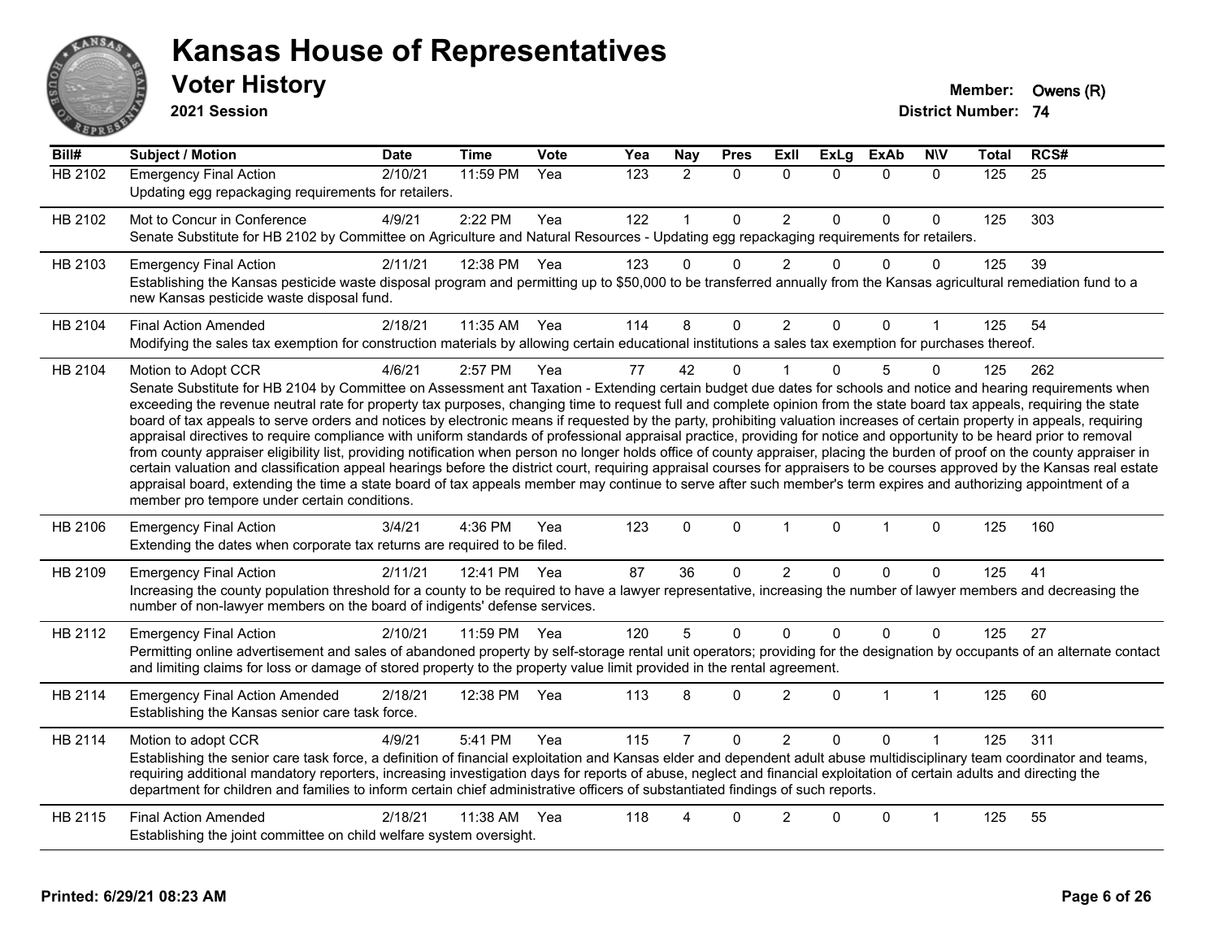# Kansas House of Representatives

## Voter History

**2021 Session**

**Member:** Owens (R)
**District Number:** 74

| Bill# | Subject / Motion | Date | Time | Vote | Yea | Nay | Pres | ExII | ExLg | ExAb | N\V | Total | RCS# |
|---|---|---|---|---|---|---|---|---|---|---|---|---|---|
| HB 2102 | Emergency Final Action | 2/10/21 | 11:59 PM | Yea | 123 | 2 | 0 | 0 | 0 | 0 | 0 | 125 | 25 |
| | Updating egg repackaging requirements for retailers. | | | | | | | | | | | | |
| HB 2102 | Mot to Concur in Conference | 4/9/21 | 2:22 PM | Yea | 122 | 1 | 0 | 2 | 0 | 0 | 0 | 125 | 303 |
| | Senate Substitute for HB 2102 by Committee on Agriculture and Natural Resources - Updating egg repackaging requirements for retailers. | | | | | | | | | | | | |
| HB 2103 | Emergency Final Action | 2/11/21 | 12:38 PM | Yea | 123 | 0 | 0 | 2 | 0 | 0 | 0 | 125 | 39 |
| | Establishing the Kansas pesticide waste disposal program and permitting up to $50,000 to be transferred annually from the Kansas agricultural remediation fund to a new Kansas pesticide waste disposal fund. | | | | | | | | | | | | |
| HB 2104 | Final Action Amended | 2/18/21 | 11:35 AM | Yea | 114 | 8 | 0 | 2 | 0 | 0 | 1 | 125 | 54 |
| | Modifying the sales tax exemption for construction materials by allowing certain educational institutions a sales tax exemption for purchases thereof. | | | | | | | | | | | | |
| HB 2104 | Motion to Adopt CCR | 4/6/21 | 2:57 PM | Yea | 77 | 42 | 0 | 1 | 0 | 5 | 0 | 125 | 262 |
| | Senate Substitute for HB 2104 by Committee on Assessment ant Taxation - Extending certain budget due dates for schools and notice and hearing requirements when exceeding the revenue neutral rate for property tax purposes, changing time to request full and complete opinion from the state board tax appeals, requiring the state board of tax appeals to serve orders and notices by electronic means if requested by the party, prohibiting valuation increases of certain property in appeals, requiring appraisal directives to require compliance with uniform standards of professional appraisal practice, providing for notice and opportunity to be heard prior to removal from county appraiser eligibility list, providing notification when person no longer holds office of county appraiser, placing the burden of proof on the county appraiser in certain valuation and classification appeal hearings before the district court, requiring appraisal courses for appraisers to be courses approved by the Kansas real estate appraisal board, extending the time a state board of tax appeals member may continue to serve after such member's term expires and authorizing appointment of a member pro tempore under certain conditions. | | | | | | | | | | | | |
| HB 2106 | Emergency Final Action | 3/4/21 | 4:36 PM | Yea | 123 | 0 | 0 | 1 | 0 | 1 | 0 | 125 | 160 |
| | Extending the dates when corporate tax returns are required to be filed. | | | | | | | | | | | | |
| HB 2109 | Emergency Final Action | 2/11/21 | 12:41 PM | Yea | 87 | 36 | 0 | 2 | 0 | 0 | 0 | 125 | 41 |
| | Increasing the county population threshold for a county to be required to have a lawyer representative, increasing the number of lawyer members and decreasing the number of non-lawyer members on the board of indigents' defense services. | | | | | | | | | | | | |
| HB 2112 | Emergency Final Action | 2/10/21 | 11:59 PM | Yea | 120 | 5 | 0 | 0 | 0 | 0 | 0 | 125 | 27 |
| | Permitting online advertisement and sales of abandoned property by self-storage rental unit operators; providing for the designation by occupants of an alternate contact and limiting claims for loss or damage of stored property to the property value limit provided in the rental agreement. | | | | | | | | | | | | |
| HB 2114 | Emergency Final Action Amended | 2/18/21 | 12:38 PM | Yea | 113 | 8 | 0 | 2 | 0 | 1 | 1 | 125 | 60 |
| | Establishing the Kansas senior care task force. | | | | | | | | | | | | |
| HB 2114 | Motion to adopt CCR | 4/9/21 | 5:41 PM | Yea | 115 | 7 | 0 | 2 | 0 | 0 | 1 | 125 | 311 |
| | Establishing the senior care task force, a definition of financial exploitation and Kansas elder and dependent adult abuse multidisciplinary team coordinator and teams, requiring additional mandatory reporters, increasing investigation days for reports of abuse, neglect and financial exploitation of certain adults and directing the department for children and families to inform certain chief administrative officers of substantiated findings of such reports. | | | | | | | | | | | | |
| HB 2115 | Final Action Amended | 2/18/21 | 11:38 AM | Yea | 118 | 4 | 0 | 2 | 0 | 0 | 1 | 125 | 55 |
| | Establishing the joint committee on child welfare system oversight. | | | | | | | | | | | | |

**Printed: 6/29/21 08:23 AM**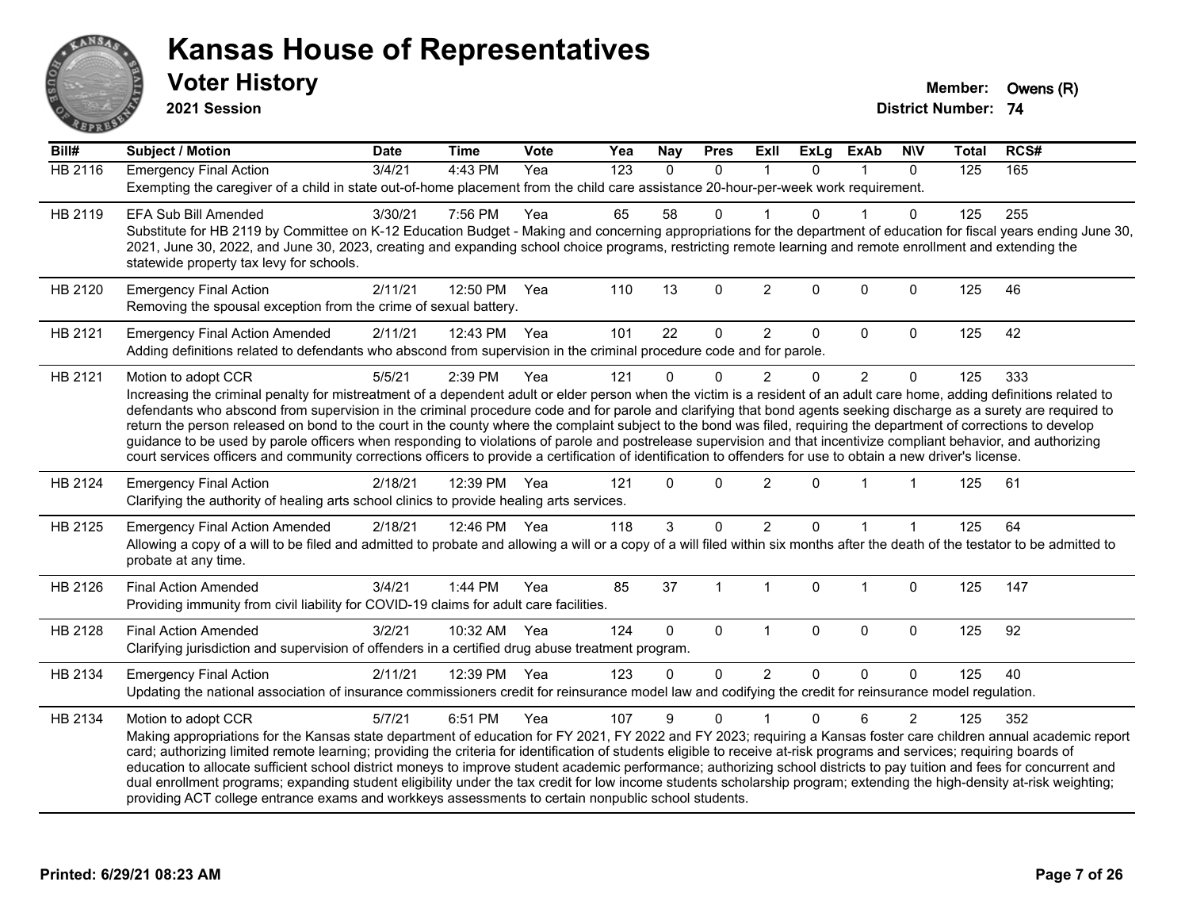# Kansas House of Representatives

## Voter History

**2021 Session**

**Member:** Owens (R)
**District Number:** 74

| Bill# | Subject / Motion | Date | Time | Vote | Yea | Nay | Pres | ExII | ExLg | ExAb | N\V | Total | RCS# |
|---|---|---|---|---|---|---|---|---|---|---|---|---|---|
| HB 2116 | Emergency Final Action | 3/4/21 | 4:43 PM | Yea | 123 | 0 | 0 | 1 | 0 | 1 | 0 | 125 | 165 |
| | Exempting the caregiver of a child in state out-of-home placement from the child care assistance 20-hour-per-week work requirement. | | | | | | | | | | | | |
| HB 2119 | EFA Sub Bill Amended | 3/30/21 | 7:56 PM | Yea | 65 | 58 | 0 | 1 | 0 | 1 | 0 | 125 | 255 |
| | Substitute for HB 2119 by Committee on K-12 Education Budget - Making and concerning appropriations for the department of education for fiscal years ending June 30, 2021, June 30, 2022, and June 30, 2023, creating and expanding school choice programs, restricting remote learning and remote enrollment and extending the statewide property tax levy for schools. | | | | | | | | | | | | |
| HB 2120 | Emergency Final Action | 2/11/21 | 12:50 PM | Yea | 110 | 13 | 0 | 2 | 0 | 0 | 0 | 125 | 46 |
| | Removing the spousal exception from the crime of sexual battery. | | | | | | | | | | | | |
| HB 2121 | Emergency Final Action Amended | 2/11/21 | 12:43 PM | Yea | 101 | 22 | 0 | 2 | 0 | 0 | 0 | 125 | 42 |
| | Adding definitions related to defendants who abscond from supervision in the criminal procedure code and for parole. | | | | | | | | | | | | |
| HB 2121 | Motion to adopt CCR | 5/5/21 | 2:39 PM | Yea | 121 | 0 | 0 | 2 | 0 | 2 | 0 | 125 | 333 |
| | Increasing the criminal penalty for mistreatment of a dependent adult or elder person when the victim is a resident of an adult care home, adding definitions related to defendants who abscond from supervision in the criminal procedure code and for parole and clarifying that bond agents seeking discharge as a surety are required to return the person released on bond to the court in the county where the complaint subject to the bond was filed, requiring the department of corrections to develop guidance to be used by parole officers when responding to violations of parole and postrelease supervision and that incentivize compliant behavior, and authorizing court services officers and community corrections officers to provide a certification of identification to offenders for use to obtain a new driver's license. | | | | | | | | | | | | |
| HB 2124 | Emergency Final Action | 2/18/21 | 12:39 PM | Yea | 121 | 0 | 0 | 2 | 0 | 1 | 1 | 125 | 61 |
| | Clarifying the authority of healing arts school clinics to provide healing arts services. | | | | | | | | | | | | |
| HB 2125 | Emergency Final Action Amended | 2/18/21 | 12:46 PM | Yea | 118 | 3 | 0 | 2 | 0 | 1 | 1 | 125 | 64 |
| | Allowing a copy of a will to be filed and admitted to probate and allowing a will or a copy of a will filed within six months after the death of the testator to be admitted to probate at any time. | | | | | | | | | | | | |
| HB 2126 | Final Action Amended | 3/4/21 | 1:44 PM | Yea | 85 | 37 | 1 | 1 | 0 | 1 | 0 | 125 | 147 |
| | Providing immunity from civil liability for COVID-19 claims for adult care facilities. | | | | | | | | | | | | |
| HB 2128 | Final Action Amended | 3/2/21 | 10:32 AM | Yea | 124 | 0 | 0 | 1 | 0 | 0 | 0 | 125 | 92 |
| | Clarifying jurisdiction and supervision of offenders in a certified drug abuse treatment program. | | | | | | | | | | | | |
| HB 2134 | Emergency Final Action | 2/11/21 | 12:39 PM | Yea | 123 | 0 | 0 | 2 | 0 | 0 | 0 | 125 | 40 |
| | Updating the national association of insurance commissioners credit for reinsurance model law and codifying the credit for reinsurance model regulation. | | | | | | | | | | | | |
| HB 2134 | Motion to adopt CCR | 5/7/21 | 6:51 PM | Yea | 107 | 9 | 0 | 1 | 0 | 6 | 2 | 125 | 352 |
| | Making appropriations for the Kansas state department of education for FY 2021, FY 2022 and FY 2023; requiring a Kansas foster care children annual academic report card; authorizing limited remote learning; providing the criteria for identification of students eligible to receive at-risk programs and services; requiring boards of education to allocate sufficient school district moneys to improve student academic performance; authorizing school districts to pay tuition and fees for concurrent and dual enrollment programs; expanding student eligibility under the tax credit for low income students scholarship program; extending the high-density at-risk weighting; providing ACT college entrance exams and workkeys assessments to certain nonpublic school students. | | | | | | | | | | | | |

Printed: 6/29/21 08:23 AM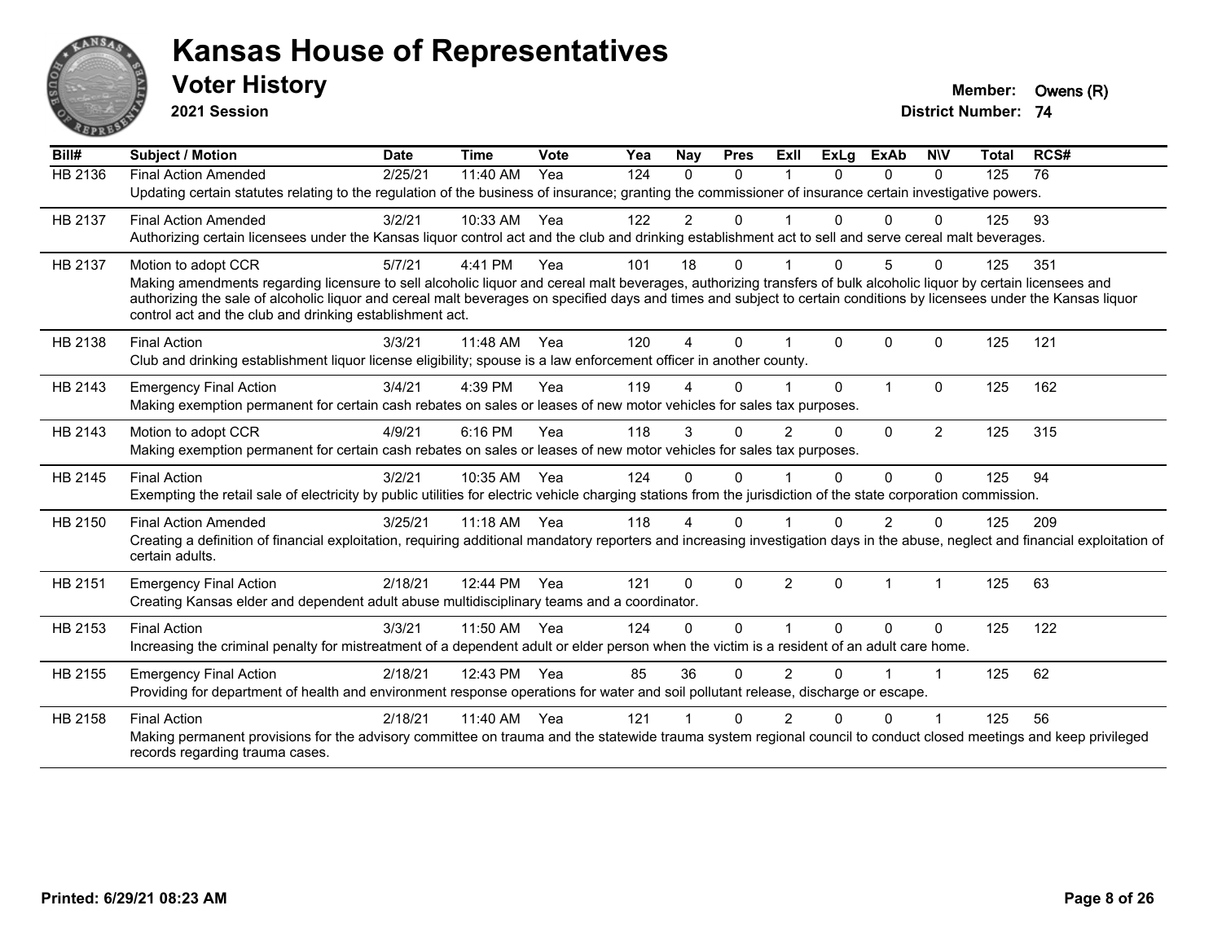# Kansas House of Representatives

## Voter History

**2021 Session**

**Member:** Owens (R)
**District Number:** 74

| Bill# | Subject / Motion | Date | Time | Vote | Yea | Nay | Pres | ExII | ExLg | ExAb | N\V | Total | RCS# |
|---|---|---|---|---|---|---|---|---|---|---|---|---|---|
| HB 2136 | Final Action Amended | 2/25/21 | 11:40 AM | Yea | 124 | 0 | 0 | 1 | 0 | 0 | 0 | 125 | 76 |
| | Updating certain statutes relating to the regulation of the business of insurance; granting the commissioner of insurance certain investigative powers. | | | | | | | | | | | | |
| HB 2137 | Final Action Amended | 3/2/21 | 10:33 AM | Yea | 122 | 2 | 0 | 1 | 0 | 0 | 0 | 125 | 93 |
| | Authorizing certain licensees under the Kansas liquor control act and the club and drinking establishment act to sell and serve cereal malt beverages. | | | | | | | | | | | | |
| HB 2137 | Motion to adopt CCR | 5/7/21 | 4:41 PM | Yea | 101 | 18 | 0 | 1 | 0 | 5 | 0 | 125 | 351 |
| | Making amendments regarding licensure to sell alcoholic liquor and cereal malt beverages, authorizing transfers of bulk alcoholic liquor by certain licensees and authorizing the sale of alcoholic liquor and cereal malt beverages on specified days and times and subject to certain conditions by licensees under the Kansas liquor control act and the club and drinking establishment act. | | | | | | | | | | | | |
| HB 2138 | Final Action | 3/3/21 | 11:48 AM | Yea | 120 | 4 | 0 | 1 | 0 | 0 | 0 | 125 | 121 |
| | Club and drinking establishment liquor license eligibility; spouse is a law enforcement officer in another county. | | | | | | | | | | | | |
| HB 2143 | Emergency Final Action | 3/4/21 | 4:39 PM | Yea | 119 | 4 | 0 | 1 | 0 | 1 | 0 | 125 | 162 |
| | Making exemption permanent for certain cash rebates on sales or leases of new motor vehicles for sales tax purposes. | | | | | | | | | | | | |
| HB 2143 | Motion to adopt CCR | 4/9/21 | 6:16 PM | Yea | 118 | 3 | 0 | 2 | 0 | 0 | 2 | 125 | 315 |
| | Making exemption permanent for certain cash rebates on sales or leases of new motor vehicles for sales tax purposes. | | | | | | | | | | | | |
| HB 2145 | Final Action | 3/2/21 | 10:35 AM | Yea | 124 | 0 | 0 | 1 | 0 | 0 | 0 | 125 | 94 |
| | Exempting the retail sale of electricity by public utilities for electric vehicle charging stations from the jurisdiction of the state corporation commission. | | | | | | | | | | | | |
| HB 2150 | Final Action Amended | 3/25/21 | 11:18 AM | Yea | 118 | 4 | 0 | 1 | 0 | 2 | 0 | 125 | 209 |
| | Creating a definition of financial exploitation, requiring additional mandatory reporters and increasing investigation days in the abuse, neglect and financial exploitation of certain adults. | | | | | | | | | | | | |
| HB 2151 | Emergency Final Action | 2/18/21 | 12:44 PM | Yea | 121 | 0 | 0 | 2 | 0 | 1 | 1 | 125 | 63 |
| | Creating Kansas elder and dependent adult abuse multidisciplinary teams and a coordinator. | | | | | | | | | | | | |
| HB 2153 | Final Action | 3/3/21 | 11:50 AM | Yea | 124 | 0 | 0 | 1 | 0 | 0 | 0 | 125 | 122 |
| | Increasing the criminal penalty for mistreatment of a dependent adult or elder person when the victim is a resident of an adult care home. | | | | | | | | | | | | |
| HB 2155 | Emergency Final Action | 2/18/21 | 12:43 PM | Yea | 85 | 36 | 0 | 2 | 0 | 1 | 1 | 125 | 62 |
| | Providing for department of health and environment response operations for water and soil pollutant release, discharge or escape. | | | | | | | | | | | | |
| HB 2158 | Final Action | 2/18/21 | 11:40 AM | Yea | 121 | 1 | 0 | 2 | 0 | 0 | 1 | 125 | 56 |
| | Making permanent provisions for the advisory committee on trauma and the statewide trauma system regional council to conduct closed meetings and keep privileged records regarding trauma cases. | | | | | | | | | | | | |

**Printed: 6/29/21 08:23 AM**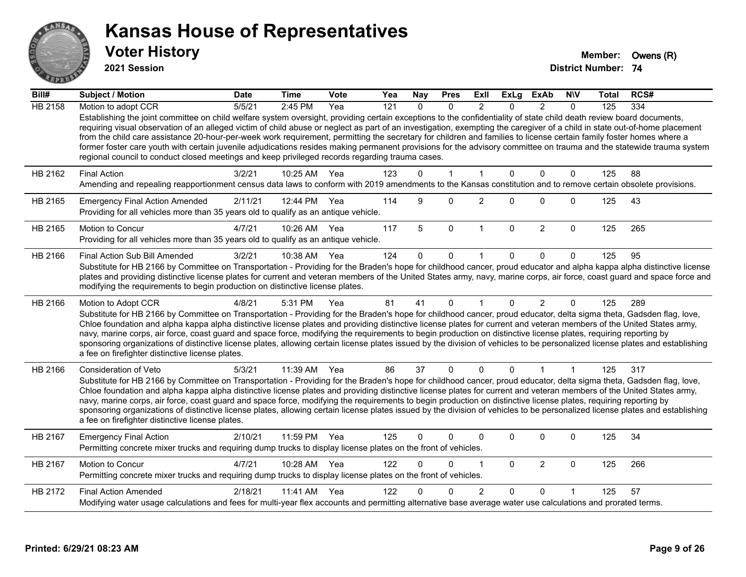# Kansas House of Representatives

## Voter History

**2021 Session**

**Member:** Owens (R)

**District Number:** 74

| Bill# | Subject / Motion | Date | Time | Vote | Yea | Nay | Pres | ExII | ExLg | ExAb | N\V | Total | RCS# |
|---|---|---|---|---|---|---|---|---|---|---|---|---|---|
| HB 2158 | Motion to adopt CCR | 5/5/21 | 2:45 PM | Yea | 121 | 0 | 0 | 2 | 0 | 2 | 0 | 125 | 334 |
| | Establishing the joint committee on child welfare system oversight, providing certain exceptions to the confidentiality of state child death review board documents, requiring visual observation of an alleged victim of child abuse or neglect as part of an investigation, exempting the caregiver of a child in state out-of-home placement from the child care assistance 20-hour-per-week work requirement, permitting the secretary for children and families to license certain family foster homes where a former foster care youth with certain juvenile adjudications resides making permanent provisions for the advisory committee on trauma and the statewide trauma system regional council to conduct closed meetings and keep privileged records regarding trauma cases. | | | | | | | | | | | | |
| HB 2162 | Final Action | 3/2/21 | 10:25 AM | Yea | 123 | 0 | 1 | 1 | 0 | 0 | 0 | 125 | 88 |
| | Amending and repealing reapportionment census data laws to conform with 2019 amendments to the Kansas constitution and to remove certain obsolete provisions. | | | | | | | | | | | | |
| HB 2165 | Emergency Final Action Amended | 2/11/21 | 12:44 PM | Yea | 114 | 9 | 0 | 2 | 0 | 0 | 0 | 125 | 43 |
| | Providing for all vehicles more than 35 years old to qualify as an antique vehicle. | | | | | | | | | | | | |
| HB 2165 | Motion to Concur | 4/7/21 | 10:26 AM | Yea | 117 | 5 | 0 | 1 | 0 | 2 | 0 | 125 | 265 |
| | Providing for all vehicles more than 35 years old to qualify as an antique vehicle. | | | | | | | | | | | | |
| HB 2166 | Final Action Sub Bill Amended | 3/2/21 | 10:38 AM | Yea | 124 | 0 | 0 | 1 | 0 | 0 | 0 | 125 | 95 |
| | Substitute for HB 2166 by Committee on Transportation - Providing for the Braden's hope for childhood cancer, proud educator and alpha kappa alpha distinctive license plates and providing distinctive license plates for current and veteran members of the United States army, navy, marine corps, air force, coast guard and space force and modifying the requirements to begin production on distinctive license plates. | | | | | | | | | | | | |
| HB 2166 | Motion to Adopt CCR | 4/8/21 | 5:31 PM | Yea | 81 | 41 | 0 | 1 | 0 | 2 | 0 | 125 | 289 |
| | Substitute for HB 2166 by Committee on Transportation - Providing for the Braden's hope for childhood cancer, proud educator, delta sigma theta, Gadsden flag, love, Chloe foundation and alpha kappa alpha distinctive license plates and providing distinctive license plates for current and veteran members of the United States army, navy, marine corps, air force, coast guard and space force, modifying the requirements to begin production on distinctive license plates, requiring reporting by sponsoring organizations of distinctive license plates, allowing certain license plates issued by the division of vehicles to be personalized license plates and establishing a fee on firefighter distinctive license plates. | | | | | | | | | | | | |
| HB 2166 | Consideration of Veto | 5/3/21 | 11:39 AM | Yea | 86 | 37 | 0 | 0 | 0 | 1 | 1 | 125 | 317 |
| | Substitute for HB 2166 by Committee on Transportation - Providing for the Braden's hope for childhood cancer, proud educator, delta sigma theta, Gadsden flag, love, Chloe foundation and alpha kappa alpha distinctive license plates and providing distinctive license plates for current and veteran members of the United States army, navy, marine corps, air force, coast guard and space force, modifying the requirements to begin production on distinctive license plates, requiring reporting by sponsoring organizations of distinctive license plates, allowing certain license plates issued by the division of vehicles to be personalized license plates and establishing a fee on firefighter distinctive license plates. | | | | | | | | | | | | |
| HB 2167 | Emergency Final Action | 2/10/21 | 11:59 PM | Yea | 125 | 0 | 0 | 0 | 0 | 0 | 0 | 125 | 34 |
| | Permitting concrete mixer trucks and requiring dump trucks to display license plates on the front of vehicles. | | | | | | | | | | | | |
| HB 2167 | Motion to Concur | 4/7/21 | 10:28 AM | Yea | 122 | 0 | 0 | 1 | 0 | 2 | 0 | 125 | 266 |
| | Permitting concrete mixer trucks and requiring dump trucks to display license plates on the front of vehicles. | | | | | | | | | | | | |
| HB 2172 | Final Action Amended | 2/18/21 | 11:41 AM | Yea | 122 | 0 | 0 | 2 | 0 | 0 | 1 | 125 | 57 |
| | Modifying water usage calculations and fees for multi-year flex accounts and permitting alternative base average water use calculations and prorated terms. | | | | | | | | | | | | |

Printed: 6/29/21 08:23 AM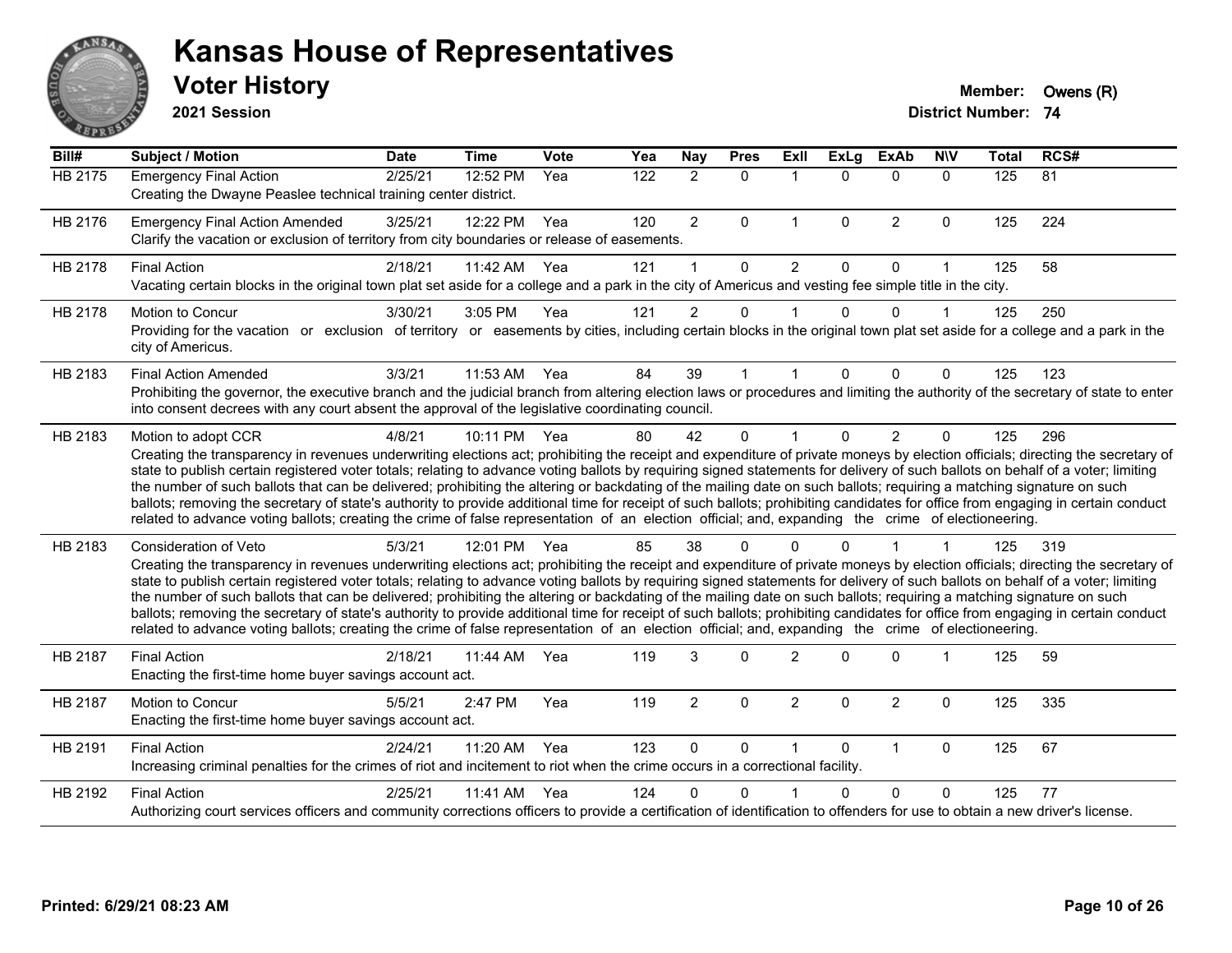# Kansas House of Representatives

## Voter History

**2021 Session**

**Member:** Owens (R)
**District Number:** 74

| Bill# | Subject / Motion | Date | Time | Vote | Yea | Nay | Pres | ExII | ExLg | ExAb | N\V | Total | RCS# |
|---|---|---|---|---|---|---|---|---|---|---|---|---|---|
| HB 2175 | Emergency Final Action | 2/25/21 | 12:52 PM | Yea | 122 | 2 | 0 | 1 | 0 | 0 | 0 | 125 | 81 |
| | Creating the Dwayne Peaslee technical training center district. | | | | | | | | | | | | |
| HB 2176 | Emergency Final Action Amended | 3/25/21 | 12:22 PM | Yea | 120 | 2 | 0 | 1 | 0 | 2 | 0 | 125 | 224 |
| | Clarify the vacation or exclusion of territory from city boundaries or release of easements. | | | | | | | | | | | | |
| HB 2178 | Final Action | 2/18/21 | 11:42 AM | Yea | 121 | 1 | 0 | 2 | 0 | 0 | 1 | 125 | 58 |
| | Vacating certain blocks in the original town plat set aside for a college and a park in the city of Americus and vesting fee simple title in the city. | | | | | | | | | | | | |
| HB 2178 | Motion to Concur | 3/30/21 | 3:05 PM | Yea | 121 | 2 | 0 | 1 | 0 | 0 | 1 | 125 | 250 |
| | Providing for the vacation or exclusion of territory or easements by cities, including certain blocks in the original town plat set aside for a college and a park in the city of Americus. | | | | | | | | | | | | |
| HB 2183 | Final Action Amended | 3/3/21 | 11:53 AM | Yea | 84 | 39 | 1 | 1 | 0 | 0 | 0 | 125 | 123 |
| | Prohibiting the governor, the executive branch and the judicial branch from altering election laws or procedures and limiting the authority of the secretary of state to enter into consent decrees with any court absent the approval of the legislative coordinating council. | | | | | | | | | | | | |
| HB 2183 | Motion to adopt CCR | 4/8/21 | 10:11 PM | Yea | 80 | 42 | 0 | 1 | 0 | 2 | 0 | 125 | 296 |
| | Creating the transparency in revenues underwriting elections act; prohibiting the receipt and expenditure of private moneys by election officials; directing the secretary of state to publish certain registered voter totals; relating to advance voting ballots by requiring signed statements for delivery of such ballots on behalf of a voter; limiting the number of such ballots that can be delivered; prohibiting the altering or backdating of the mailing date on such ballots; requiring a matching signature on such ballots; removing the secretary of state's authority to provide additional time for receipt of such ballots; prohibiting candidates for office from engaging in certain conduct related to advance voting ballots; creating the crime of false representation of an election official; and, expanding the crime of electioneering. | | | | | | | | | | | | |
| HB 2183 | Consideration of Veto | 5/3/21 | 12:01 PM | Yea | 85 | 38 | 0 | 0 | 0 | 1 | 1 | 125 | 319 |
| | Creating the transparency in revenues underwriting elections act; prohibiting the receipt and expenditure of private moneys by election officials; directing the secretary of state to publish certain registered voter totals; relating to advance voting ballots by requiring signed statements for delivery of such ballots on behalf of a voter; limiting the number of such ballots that can be delivered; prohibiting the altering or backdating of the mailing date on such ballots; requiring a matching signature on such ballots; removing the secretary of state's authority to provide additional time for receipt of such ballots; prohibiting candidates for office from engaging in certain conduct related to advance voting ballots; creating the crime of false representation of an election official; and, expanding the crime of electioneering. | | | | | | | | | | | | |
| HB 2187 | Final Action | 2/18/21 | 11:44 AM | Yea | 119 | 3 | 0 | 2 | 0 | 0 | 1 | 125 | 59 |
| | Enacting the first-time home buyer savings account act. | | | | | | | | | | | | |
| HB 2187 | Motion to Concur | 5/5/21 | 2:47 PM | Yea | 119 | 2 | 0 | 2 | 0 | 2 | 0 | 125 | 335 |
| | Enacting the first-time home buyer savings account act. | | | | | | | | | | | | |
| HB 2191 | Final Action | 2/24/21 | 11:20 AM | Yea | 123 | 0 | 0 | 1 | 0 | 1 | 0 | 125 | 67 |
| | Increasing criminal penalties for the crimes of riot and incitement to riot when the crime occurs in a correctional facility. | | | | | | | | | | | | |
| HB 2192 | Final Action | 2/25/21 | 11:41 AM | Yea | 124 | 0 | 0 | 1 | 0 | 0 | 0 | 125 | 77 |
| | Authorizing court services officers and community corrections officers to provide a certification of identification to offenders for use to obtain a new driver's license. | | | | | | | | | | | | |

**Printed: 6/29/21 08:23 AM**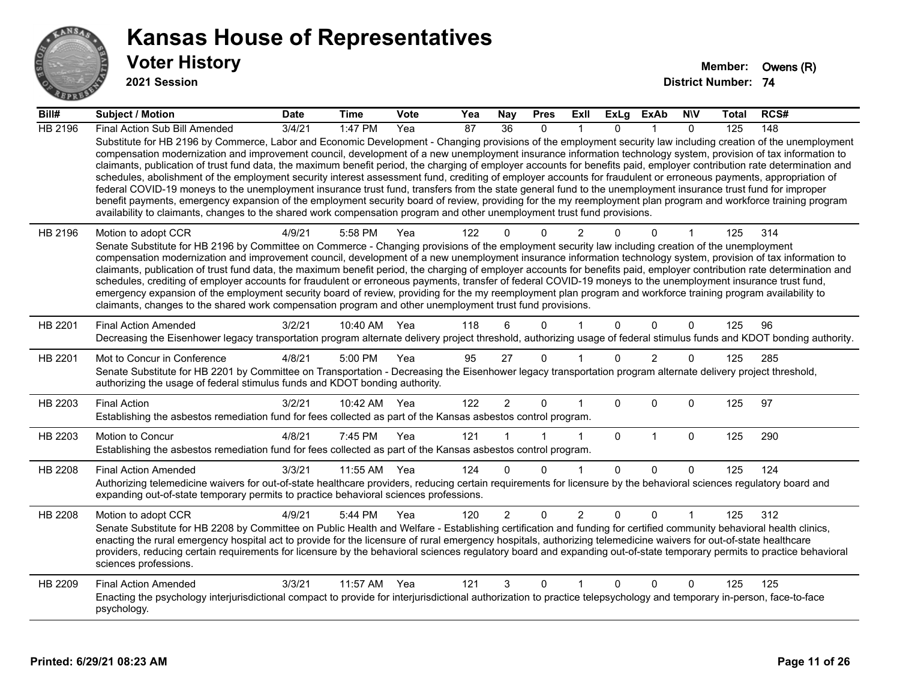# Kansas House of Representatives

## Voter History

**2021 Session**

**Member:** Owens (R)
**District Number:** 74

| Bill# | Subject / Motion | Date | Time | Vote | Yea | Nay | Pres | ExII | ExLg | ExAb | N\V | Total | RCS# |
|---|---|---|---|---|---|---|---|---|---|---|---|---|---|
| HB 2196 | Final Action Sub Bill Amended | 3/4/21 | 1:47 PM | Yea | 87 | 36 | 0 | 1 | 0 | 1 | 0 | 125 | 148 |
| | Substitute for HB 2196 by Commerce, Labor and Economic Development - Changing provisions of the employment security law including creation of the unemployment compensation modernization and improvement council, development of a new unemployment insurance information technology system, provision of tax information to claimants, publication of trust fund data, the maximum benefit period, the charging of employer accounts for benefits paid, employer contribution rate determination and schedules, abolishment of the employment security interest assessment fund, crediting of employer accounts for fraudulent or erroneous payments, appropriation of federal COVID-19 moneys to the unemployment insurance trust fund, transfers from the state general fund to the unemployment insurance trust fund for improper benefit payments, emergency expansion of the employment security board of review, providing for the my reemployment plan program and workforce training program availability to claimants, changes to the shared work compensation program and other unemployment trust fund provisions. | | | | | | | | | | | | |
| HB 2196 | Motion to adopt CCR | 4/9/21 | 5:58 PM | Yea | 122 | 0 | 0 | 2 | 0 | 0 | 1 | 125 | 314 |
| | Senate Substitute for HB 2196 by Committee on Commerce - Changing provisions of the employment security law including creation of the unemployment compensation modernization and improvement council, development of a new unemployment insurance information technology system, provision of tax information to claimants, publication of trust fund data, the maximum benefit period, the charging of employer accounts for benefits paid, employer contribution rate determination and schedules, crediting of employer accounts for fraudulent or erroneous payments, transfer of federal COVID-19 moneys to the unemployment insurance trust fund, emergency expansion of the employment security board of review, providing for the my reemployment plan program and workforce training program availability to claimants, changes to the shared work compensation program and other unemployment trust fund provisions. | | | | | | | | | | | | |
| HB 2201 | Final Action Amended | 3/2/21 | 10:40 AM | Yea | 118 | 6 | 0 | 1 | 0 | 0 | 0 | 125 | 96 |
| | Decreasing the Eisenhower legacy transportation program alternate delivery project threshold, authorizing usage of federal stimulus funds and KDOT bonding authority. | | | | | | | | | | | | |
| HB 2201 | Mot to Concur in Conference | 4/8/21 | 5:00 PM | Yea | 95 | 27 | 0 | 1 | 0 | 2 | 0 | 125 | 285 |
| | Senate Substitute for HB 2201 by Committee on Transportation - Decreasing the Eisenhower legacy transportation program alternate delivery project threshold, authorizing the usage of federal stimulus funds and KDOT bonding authority. | | | | | | | | | | | | |
| HB 2203 | Final Action | 3/2/21 | 10:42 AM | Yea | 122 | 2 | 0 | 1 | 0 | 0 | 0 | 125 | 97 |
| | Establishing the asbestos remediation fund for fees collected as part of the Kansas asbestos control program. | | | | | | | | | | | | |
| HB 2203 | Motion to Concur | 4/8/21 | 7:45 PM | Yea | 121 | 1 | 1 | 1 | 0 | 1 | 0 | 125 | 290 |
| | Establishing the asbestos remediation fund for fees collected as part of the Kansas asbestos control program. | | | | | | | | | | | | |
| HB 2208 | Final Action Amended | 3/3/21 | 11:55 AM | Yea | 124 | 0 | 0 | 1 | 0 | 0 | 0 | 125 | 124 |
| | Authorizing telemedicine waivers for out-of-state healthcare providers, reducing certain requirements for licensure by the behavioral sciences regulatory board and expanding out-of-state temporary permits to practice behavioral sciences professions. | | | | | | | | | | | | |
| HB 2208 | Motion to adopt CCR | 4/9/21 | 5:44 PM | Yea | 120 | 2 | 0 | 2 | 0 | 0 | 1 | 125 | 312 |
| | Senate Substitute for HB 2208 by Committee on Public Health and Welfare - Establishing certification and funding for certified community behavioral health clinics, enacting the rural emergency hospital act to provide for the licensure of rural emergency hospitals, authorizing telemedicine waivers for out-of-state healthcare providers, reducing certain requirements for licensure by the behavioral sciences regulatory board and expanding out-of-state temporary permits to practice behavioral sciences professions. | | | | | | | | | | | | |
| HB 2209 | Final Action Amended | 3/3/21 | 11:57 AM | Yea | 121 | 3 | 0 | 1 | 0 | 0 | 0 | 125 | 125 |
| | Enacting the psychology interjurisdictional compact to provide for interjurisdictional authorization to practice telepsychology and temporary in-person, face-to-face psychology. | | | | | | | | | | | | |

Printed: 6/29/21 08:23 AM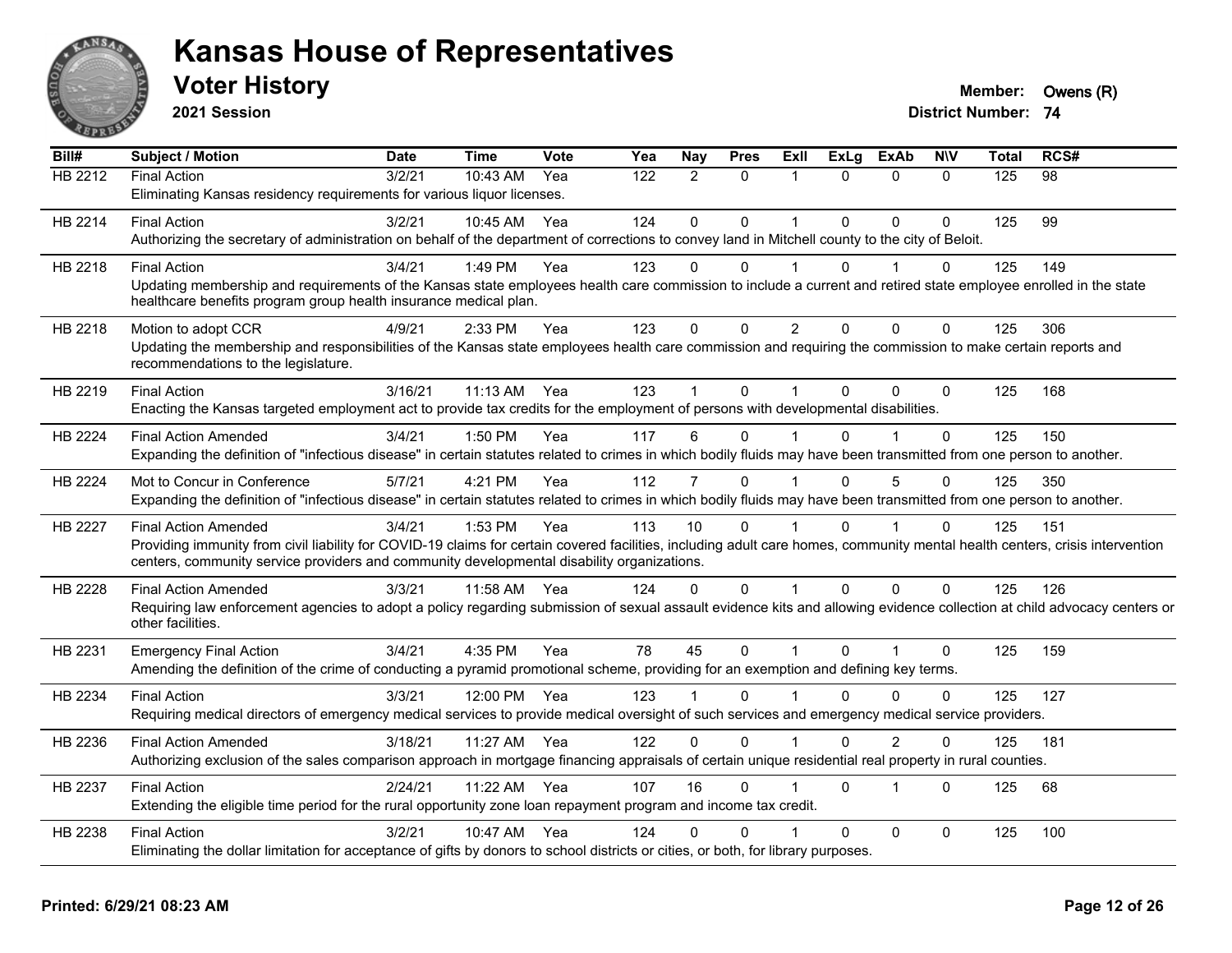# Kansas House of Representatives

## Voter History

**2021 Session**

**Member:** Owens (R)

**District Number:** 74

| Bill# | Subject / Motion | Date | Time | Vote | Yea | Nay | Pres | ExII | ExLg | ExAb | N\V | Total | RCS# |
|---|---|---|---|---|---|---|---|---|---|---|---|---|---|
| HB 2212 | Final Action | 3/2/21 | 10:43 AM | Yea | 122 | 2 | 0 | 1 | 0 | 0 | 0 | 125 | 98 |
| | Eliminating Kansas residency requirements for various liquor licenses. | | | | | | | | | | | | |
| HB 2214 | Final Action | 3/2/21 | 10:45 AM | Yea | 124 | 0 | 0 | 1 | 0 | 0 | 0 | 125 | 99 |
| | Authorizing the secretary of administration on behalf of the department of corrections to convey land in Mitchell county to the city of Beloit. | | | | | | | | | | | | |
| HB 2218 | Final Action | 3/4/21 | 1:49 PM | Yea | 123 | 0 | 0 | 1 | 0 | 1 | 0 | 125 | 149 |
| | Updating membership and requirements of the Kansas state employees health care commission to include a current and retired state employee enrolled in the state healthcare benefits program group health insurance medical plan. | | | | | | | | | | | | |
| HB 2218 | Motion to adopt CCR | 4/9/21 | 2:33 PM | Yea | 123 | 0 | 0 | 2 | 0 | 0 | 0 | 125 | 306 |
| | Updating the membership and responsibilities of the Kansas state employees health care commission and requiring the commission to make certain reports and recommendations to the legislature. | | | | | | | | | | | | |
| HB 2219 | Final Action | 3/16/21 | 11:13 AM | Yea | 123 | 1 | 0 | 1 | 0 | 0 | 0 | 125 | 168 |
| | Enacting the Kansas targeted employment act to provide tax credits for the employment of persons with developmental disabilities. | | | | | | | | | | | | |
| HB 2224 | Final Action Amended | 3/4/21 | 1:50 PM | Yea | 117 | 6 | 0 | 1 | 0 | 1 | 0 | 125 | 150 |
| | Expanding the definition of "infectious disease" in certain statutes related to crimes in which bodily fluids may have been transmitted from one person to another. | | | | | | | | | | | | |
| HB 2224 | Mot to Concur in Conference | 5/7/21 | 4:21 PM | Yea | 112 | 7 | 0 | 1 | 0 | 5 | 0 | 125 | 350 |
| | Expanding the definition of "infectious disease" in certain statutes related to crimes in which bodily fluids may have been transmitted from one person to another. | | | | | | | | | | | | |
| HB 2227 | Final Action Amended | 3/4/21 | 1:53 PM | Yea | 113 | 10 | 0 | 1 | 0 | 1 | 0 | 125 | 151 |
| | Providing immunity from civil liability for COVID-19 claims for certain covered facilities, including adult care homes, community mental health centers, crisis intervention centers, community service providers and community developmental disability organizations. | | | | | | | | | | | | |
| HB 2228 | Final Action Amended | 3/3/21 | 11:58 AM | Yea | 124 | 0 | 0 | 1 | 0 | 0 | 0 | 125 | 126 |
| | Requiring law enforcement agencies to adopt a policy regarding submission of sexual assault evidence kits and allowing evidence collection at child advocacy centers or other facilities. | | | | | | | | | | | | |
| HB 2231 | Emergency Final Action | 3/4/21 | 4:35 PM | Yea | 78 | 45 | 0 | 1 | 0 | 1 | 0 | 125 | 159 |
| | Amending the definition of the crime of conducting a pyramid promotional scheme, providing for an exemption and defining key terms. | | | | | | | | | | | | |
| HB 2234 | Final Action | 3/3/21 | 12:00 PM | Yea | 123 | 1 | 0 | 1 | 0 | 0 | 0 | 125 | 127 |
| | Requiring medical directors of emergency medical services to provide medical oversight of such services and emergency medical service providers. | | | | | | | | | | | | |
| HB 2236 | Final Action Amended | 3/18/21 | 11:27 AM | Yea | 122 | 0 | 0 | 1 | 0 | 2 | 0 | 125 | 181 |
| | Authorizing exclusion of the sales comparison approach in mortgage financing appraisals of certain unique residential real property in rural counties. | | | | | | | | | | | | |
| HB 2237 | Final Action | 2/24/21 | 11:22 AM | Yea | 107 | 16 | 0 | 1 | 0 | 1 | 0 | 125 | 68 |
| | Extending the eligible time period for the rural opportunity zone loan repayment program and income tax credit. | | | | | | | | | | | | |
| HB 2238 | Final Action | 3/2/21 | 10:47 AM | Yea | 124 | 0 | 0 | 1 | 0 | 0 | 0 | 125 | 100 |
| | Eliminating the dollar limitation for acceptance of gifts by donors to school districts or cities, or both, for library purposes. | | | | | | | | | | | | |

**Printed: 6/29/21 08:23 AM**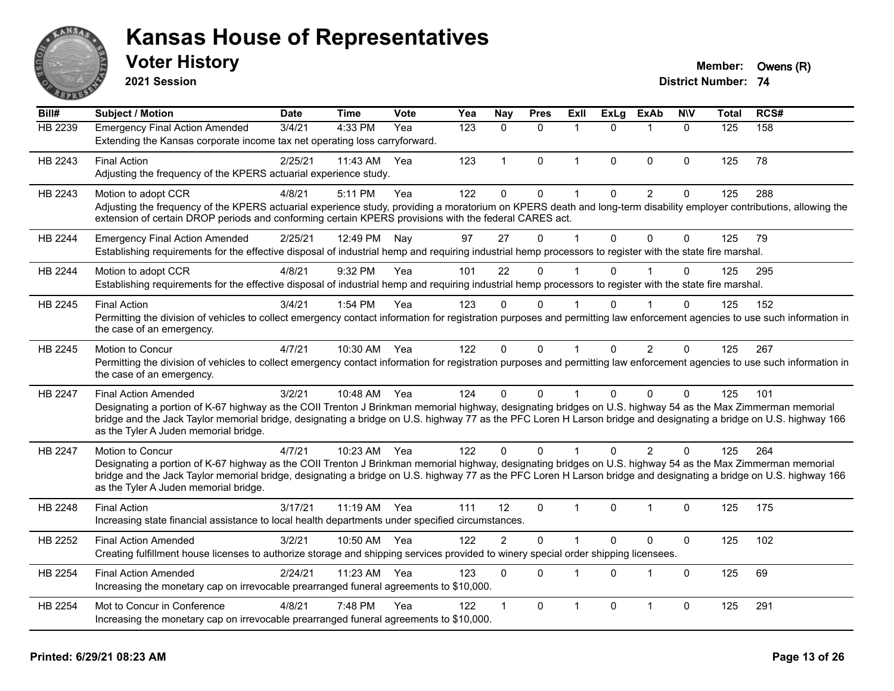# Kansas House of Representatives

## Voter History

**2021 Session**

**Member:** Owens (R)
**District Number:** 74

| Bill# | Subject / Motion | Date | Time | Vote | Yea | Nay | Pres | ExII | ExLg | ExAb | N\V | Total | RCS# |
|---|---|---|---|---|---|---|---|---|---|---|---|---|---|
| HB 2239 | Emergency Final Action Amended | 3/4/21 | 4:33 PM | Yea | 123 | 0 | 0 | 1 | 0 | 1 | 0 | 125 | 158 |
| | Extending the Kansas corporate income tax net operating loss carryforward. | | | | | | | | | | | | |
| HB 2243 | Final Action | 2/25/21 | 11:43 AM | Yea | 123 | 1 | 0 | 1 | 0 | 0 | 0 | 125 | 78 |
| | Adjusting the frequency of the KPERS actuarial experience study. | | | | | | | | | | | | |
| HB 2243 | Motion to adopt CCR | 4/8/21 | 5:11 PM | Yea | 122 | 0 | 0 | 1 | 0 | 2 | 0 | 125 | 288 |
| | Adjusting the frequency of the KPERS actuarial experience study, providing a moratorium on KPERS death and long-term disability employer contributions, allowing the extension of certain DROP periods and conforming certain KPERS provisions with the federal CARES act. | | | | | | | | | | | | |
| HB 2244 | Emergency Final Action Amended | 2/25/21 | 12:49 PM | Nay | 97 | 27 | 0 | 1 | 0 | 0 | 0 | 125 | 79 |
| | Establishing requirements for the effective disposal of industrial hemp and requiring industrial hemp processors to register with the state fire marshal. | | | | | | | | | | | | |
| HB 2244 | Motion to adopt CCR | 4/8/21 | 9:32 PM | Yea | 101 | 22 | 0 | 1 | 0 | 1 | 0 | 125 | 295 |
| | Establishing requirements for the effective disposal of industrial hemp and requiring industrial hemp processors to register with the state fire marshal. | | | | | | | | | | | | |
| HB 2245 | Final Action | 3/4/21 | 1:54 PM | Yea | 123 | 0 | 0 | 1 | 0 | 1 | 0 | 125 | 152 |
| | Permitting the division of vehicles to collect emergency contact information for registration purposes and permitting law enforcement agencies to use such information in the case of an emergency. | | | | | | | | | | | | |
| HB 2245 | Motion to Concur | 4/7/21 | 10:30 AM | Yea | 122 | 0 | 0 | 1 | 0 | 2 | 0 | 125 | 267 |
| | Permitting the division of vehicles to collect emergency contact information for registration purposes and permitting law enforcement agencies to use such information in the case of an emergency. | | | | | | | | | | | | |
| HB 2247 | Final Action Amended | 3/2/21 | 10:48 AM | Yea | 124 | 0 | 0 | 1 | 0 | 0 | 0 | 125 | 101 |
| | Designating a portion of K-67 highway as the COII Trenton J Brinkman memorial highway, designating bridges on U.S. highway 54 as the Max Zimmerman memorial bridge and the Jack Taylor memorial bridge, designating a bridge on U.S. highway 77 as the PFC Loren H Larson bridge and designating a bridge on U.S. highway 166 as the Tyler A Juden memorial bridge. | | | | | | | | | | | | |
| HB 2247 | Motion to Concur | 4/7/21 | 10:23 AM | Yea | 122 | 0 | 0 | 1 | 0 | 2 | 0 | 125 | 264 |
| | Designating a portion of K-67 highway as the COII Trenton J Brinkman memorial highway, designating bridges on U.S. highway 54 as the Max Zimmerman memorial bridge and the Jack Taylor memorial bridge, designating a bridge on U.S. highway 77 as the PFC Loren H Larson bridge and designating a bridge on U.S. highway 166 as the Tyler A Juden memorial bridge. | | | | | | | | | | | | |
| HB 2248 | Final Action | 3/17/21 | 11:19 AM | Yea | 111 | 12 | 0 | 1 | 0 | 1 | 0 | 125 | 175 |
| | Increasing state financial assistance to local health departments under specified circumstances. | | | | | | | | | | | | |
| HB 2252 | Final Action Amended | 3/2/21 | 10:50 AM | Yea | 122 | 2 | 0 | 1 | 0 | 0 | 0 | 125 | 102 |
| | Creating fulfillment house licenses to authorize storage and shipping services provided to winery special order shipping licensees. | | | | | | | | | | | | |
| HB 2254 | Final Action Amended | 2/24/21 | 11:23 AM | Yea | 123 | 0 | 0 | 1 | 0 | 1 | 0 | 125 | 69 |
| | Increasing the monetary cap on irrevocable prearranged funeral agreements to $10,000. | | | | | | | | | | | | |
| HB 2254 | Mot to Concur in Conference | 4/8/21 | 7:48 PM | Yea | 122 | 1 | 0 | 1 | 0 | 1 | 0 | 125 | 291 |
| | Increasing the monetary cap on irrevocable prearranged funeral agreements to $10,000. | | | | | | | | | | | | |

**Printed: 6/29/21 08:23 AM**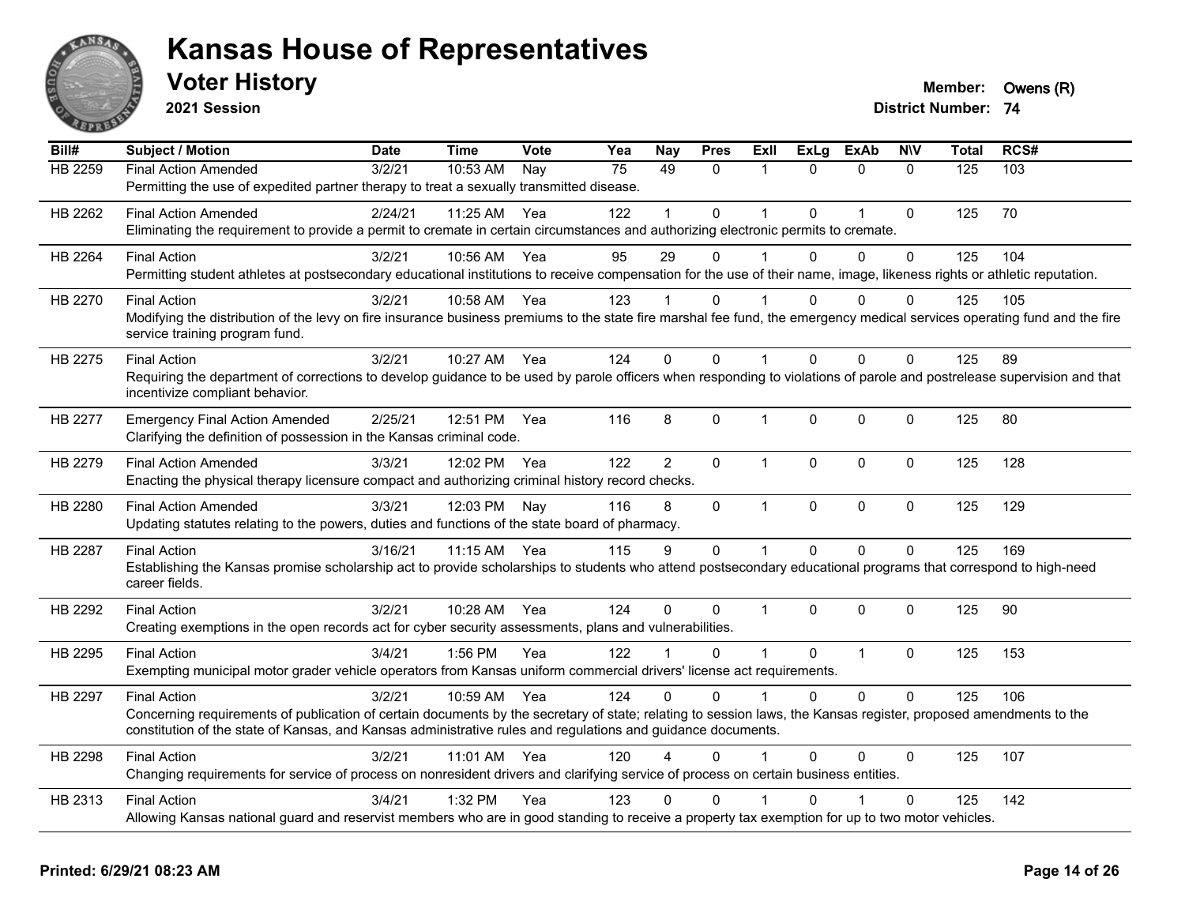# Kansas House of Representatives

## Voter History

**2021 Session**

**Member:** Owens (R)
**District Number:** 74

| Bill# | Subject / Motion | Date | Time | Vote | Yea | Nay | Pres | ExII | ExLg | ExAb | N\V | Total | RCS# |
|---|---|---|---|---|---|---|---|---|---|---|---|---|---|
| HB 2259 | Final Action Amended | 3/2/21 | 10:53 AM | Nay | 75 | 49 | 0 | 1 | 0 | 0 | 0 | 125 | 103 |
| | Permitting the use of expedited partner therapy to treat a sexually transmitted disease. | | | | | | | | | | | | |
| HB 2262 | Final Action Amended | 2/24/21 | 11:25 AM | Yea | 122 | 1 | 0 | 1 | 0 | 1 | 0 | 125 | 70 |
| | Eliminating the requirement to provide a permit to cremate in certain circumstances and authorizing electronic permits to cremate. | | | | | | | | | | | | |
| HB 2264 | Final Action | 3/2/21 | 10:56 AM | Yea | 95 | 29 | 0 | 1 | 0 | 0 | 0 | 125 | 104 |
| | Permitting student athletes at postsecondary educational institutions to receive compensation for the use of their name, image, likeness rights or athletic reputation. | | | | | | | | | | | | |
| HB 2270 | Final Action | 3/2/21 | 10:58 AM | Yea | 123 | 1 | 0 | 1 | 0 | 0 | 0 | 125 | 105 |
| | Modifying the distribution of the levy on fire insurance business premiums to the state fire marshal fee fund, the emergency medical services operating fund and the fire service training program fund. | | | | | | | | | | | | |
| HB 2275 | Final Action | 3/2/21 | 10:27 AM | Yea | 124 | 0 | 0 | 1 | 0 | 0 | 0 | 125 | 89 |
| | Requiring the department of corrections to develop guidance to be used by parole officers when responding to violations of parole and postrelease supervision and that incentivize compliant behavior. | | | | | | | | | | | | |
| HB 2277 | Emergency Final Action Amended | 2/25/21 | 12:51 PM | Yea | 116 | 8 | 0 | 1 | 0 | 0 | 0 | 125 | 80 |
| | Clarifying the definition of possession in the Kansas criminal code. | | | | | | | | | | | | |
| HB 2279 | Final Action Amended | 3/3/21 | 12:02 PM | Yea | 122 | 2 | 0 | 1 | 0 | 0 | 0 | 125 | 128 |
| | Enacting the physical therapy licensure compact and authorizing criminal history record checks. | | | | | | | | | | | | |
| HB 2280 | Final Action Amended | 3/3/21 | 12:03 PM | Nay | 116 | 8 | 0 | 1 | 0 | 0 | 0 | 125 | 129 |
| | Updating statutes relating to the powers, duties and functions of the state board of pharmacy. | | | | | | | | | | | | |
| HB 2287 | Final Action | 3/16/21 | 11:15 AM | Yea | 115 | 9 | 0 | 1 | 0 | 0 | 0 | 125 | 169 |
| | Establishing the Kansas promise scholarship act to provide scholarships to students who attend postsecondary educational programs that correspond to high-need career fields. | | | | | | | | | | | | |
| HB 2292 | Final Action | 3/2/21 | 10:28 AM | Yea | 124 | 0 | 0 | 1 | 0 | 0 | 0 | 125 | 90 |
| | Creating exemptions in the open records act for cyber security assessments, plans and vulnerabilities. | | | | | | | | | | | | |
| HB 2295 | Final Action | 3/4/21 | 1:56 PM | Yea | 122 | 1 | 0 | 1 | 0 | 1 | 0 | 125 | 153 |
| | Exempting municipal motor grader vehicle operators from Kansas uniform commercial drivers' license act requirements. | | | | | | | | | | | | |
| HB 2297 | Final Action | 3/2/21 | 10:59 AM | Yea | 124 | 0 | 0 | 1 | 0 | 0 | 0 | 125 | 106 |
| | Concerning requirements of publication of certain documents by the secretary of state; relating to session laws, the Kansas register, proposed amendments to the constitution of the state of Kansas, and Kansas administrative rules and regulations and guidance documents. | | | | | | | | | | | | |
| HB 2298 | Final Action | 3/2/21 | 11:01 AM | Yea | 120 | 4 | 0 | 1 | 0 | 0 | 0 | 125 | 107 |
| | Changing requirements for service of process on nonresident drivers and clarifying service of process on certain business entities. | | | | | | | | | | | | |
| HB 2313 | Final Action | 3/4/21 | 1:32 PM | Yea | 123 | 0 | 0 | 1 | 0 | 1 | 0 | 125 | 142 |
| | Allowing Kansas national guard and reservist members who are in good standing to receive a property tax exemption for up to two motor vehicles. | | | | | | | | | | | | |

Printed: 6/29/21 08:23 AM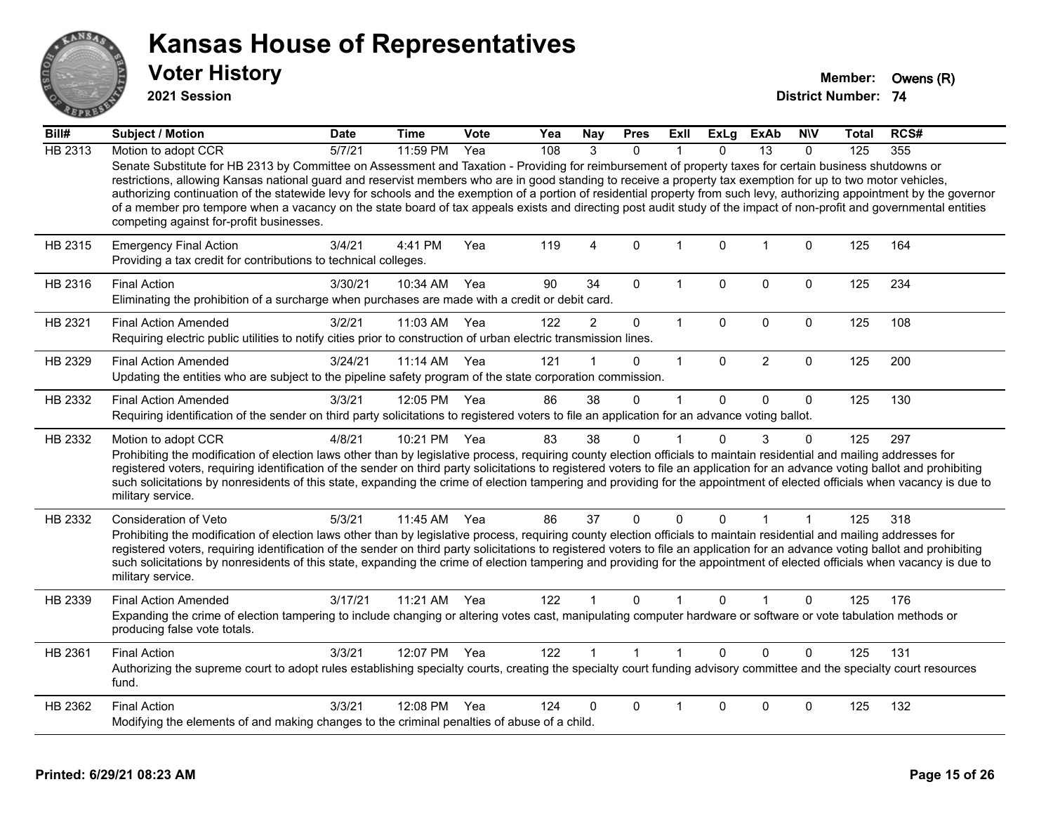# Kansas House of Representatives

## Voter History

**2021 Session**

**Member:** Owens (R)
**District Number:** 74

| Bill# | Subject / Motion | Date | Time | Vote | Yea | Nay | Pres | ExII | ExLg | ExAb | N\V | Total | RCS# |
|---|---|---|---|---|---|---|---|---|---|---|---|---|---|
| HB 2313 | Motion to adopt CCR | 5/7/21 | 11:59 PM | Yea | 108 | 3 | 0 | 1 | 0 | 13 | 0 | 125 | 355 |
| | Senate Substitute for HB 2313 by Committee on Assessment and Taxation - Providing for reimbursement of property taxes for certain business shutdowns or restrictions, allowing Kansas national guard and reservist members who are in good standing to receive a property tax exemption for up to two motor vehicles, authorizing continuation of the statewide levy for schools and the exemption of a portion of residential property from such levy, authorizing appointment by the governor of a member pro tempore when a vacancy on the state board of tax appeals exists and directing post audit study of the impact of non-profit and governmental entities competing against for-profit businesses. | | | | | | | | | | | | |
| HB 2315 | Emergency Final Action | 3/4/21 | 4:41 PM | Yea | 119 | 4 | 0 | 1 | 0 | 1 | 0 | 125 | 164 |
| | Providing a tax credit for contributions to technical colleges. | | | | | | | | | | | | |
| HB 2316 | Final Action | 3/30/21 | 10:34 AM | Yea | 90 | 34 | 0 | 1 | 0 | 0 | 0 | 125 | 234 |
| | Eliminating the prohibition of a surcharge when purchases are made with a credit or debit card. | | | | | | | | | | | | |
| HB 2321 | Final Action Amended | 3/2/21 | 11:03 AM | Yea | 122 | 2 | 0 | 1 | 0 | 0 | 0 | 125 | 108 |
| | Requiring electric public utilities to notify cities prior to construction of urban electric transmission lines. | | | | | | | | | | | | |
| HB 2329 | Final Action Amended | 3/24/21 | 11:14 AM | Yea | 121 | 1 | 0 | 1 | 0 | 2 | 0 | 125 | 200 |
| | Updating the entities who are subject to the pipeline safety program of the state corporation commission. | | | | | | | | | | | | |
| HB 2332 | Final Action Amended | 3/3/21 | 12:05 PM | Yea | 86 | 38 | 0 | 1 | 0 | 0 | 0 | 125 | 130 |
| | Requiring identification of the sender on third party solicitations to registered voters to file an application for an advance voting ballot. | | | | | | | | | | | | |
| HB 2332 | Motion to adopt CCR | 4/8/21 | 10:21 PM | Yea | 83 | 38 | 0 | 1 | 0 | 3 | 0 | 125 | 297 |
| | Prohibiting the modification of election laws other than by legislative process, requiring county election officials to maintain residential and mailing addresses for registered voters, requiring identification of the sender on third party solicitations to registered voters to file an application for an advance voting ballot and prohibiting such solicitations by nonresidents of this state, expanding the crime of election tampering and providing for the appointment of elected officials when vacancy is due to military service. | | | | | | | | | | | | |
| HB 2332 | Consideration of Veto | 5/3/21 | 11:45 AM | Yea | 86 | 37 | 0 | 0 | 0 | 1 | 1 | 125 | 318 |
| | Prohibiting the modification of election laws other than by legislative process, requiring county election officials to maintain residential and mailing addresses for registered voters, requiring identification of the sender on third party solicitations to registered voters to file an application for an advance voting ballot and prohibiting such solicitations by nonresidents of this state, expanding the crime of election tampering and providing for the appointment of elected officials when vacancy is due to military service. | | | | | | | | | | | | |
| HB 2339 | Final Action Amended | 3/17/21 | 11:21 AM | Yea | 122 | 1 | 0 | 1 | 0 | 1 | 0 | 125 | 176 |
| | Expanding the crime of election tampering to include changing or altering votes cast, manipulating computer hardware or software or vote tabulation methods or producing false vote totals. | | | | | | | | | | | | |
| HB 2361 | Final Action | 3/3/21 | 12:07 PM | Yea | 122 | 1 | 1 | 1 | 0 | 0 | 0 | 125 | 131 |
| | Authorizing the supreme court to adopt rules establishing specialty courts, creating the specialty court funding advisory committee and the specialty court resources fund. | | | | | | | | | | | | |
| HB 2362 | Final Action | 3/3/21 | 12:08 PM | Yea | 124 | 0 | 0 | 1 | 0 | 0 | 0 | 125 | 132 |
| | Modifying the elements of and making changes to the criminal penalties of abuse of a child. | | | | | | | | | | | | |

**Printed: 6/29/21 08:23 AM**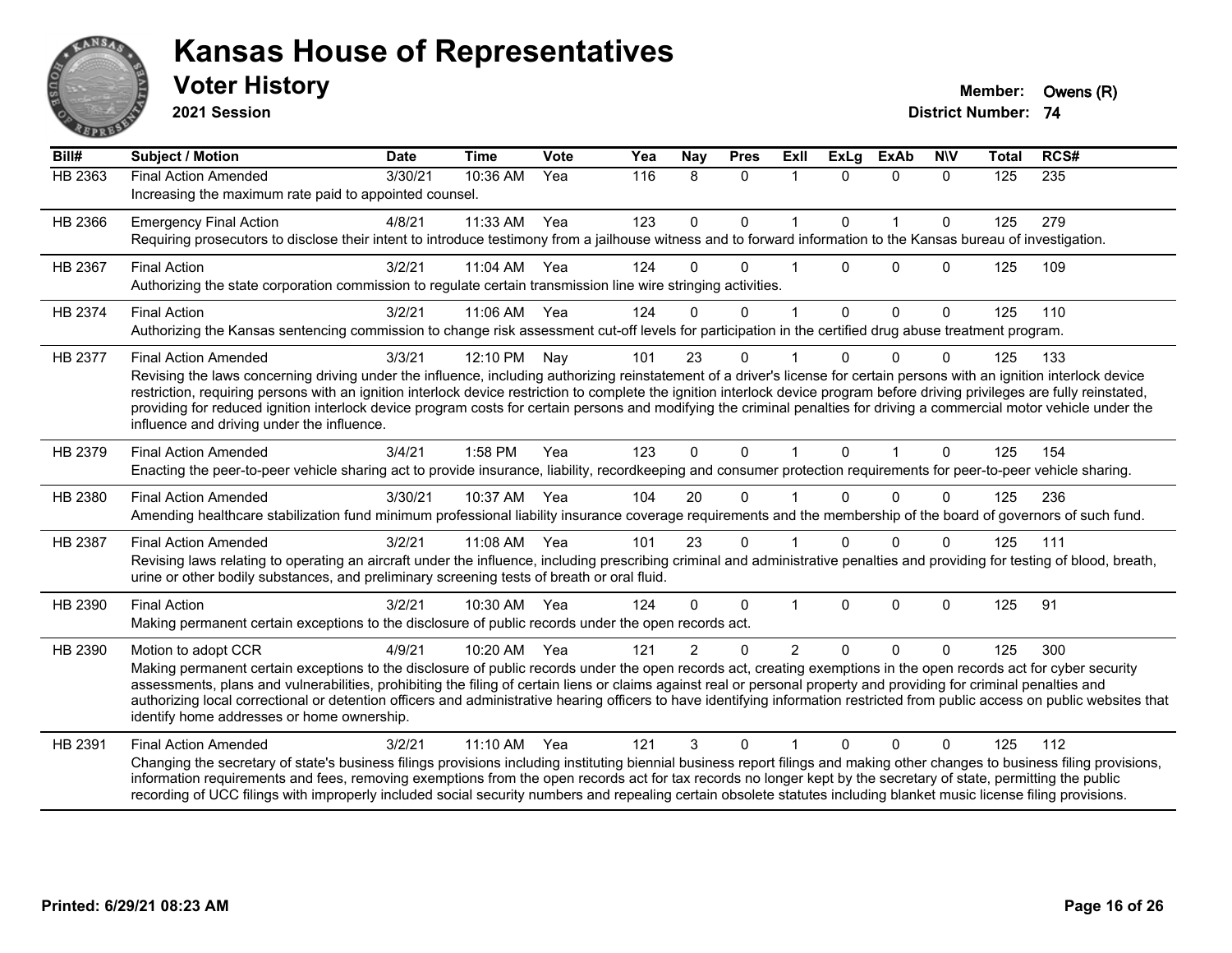# Kansas House of Representatives

## Voter History

**2021 Session**

**Member:** Owens (R)
**District Number:** 74

| Bill# | Subject / Motion | Date | Time | Vote | Yea | Nay | Pres | ExII | ExLg | ExAb | N\V | Total | RCS# |
|---|---|---|---|---|---|---|---|---|---|---|---|---|---|
| HB 2363 | Final Action Amended | 3/30/21 | 10:36 AM | Yea | 116 | 8 | 0 | 1 | 0 | 0 | 0 | 125 | 235 |
| | Increasing the maximum rate paid to appointed counsel. | | | | | | | | | | | | |
| HB 2366 | Emergency Final Action | 4/8/21 | 11:33 AM | Yea | 123 | 0 | 0 | 1 | 0 | 1 | 0 | 125 | 279 |
| | Requiring prosecutors to disclose their intent to introduce testimony from a jailhouse witness and to forward information to the Kansas bureau of investigation. | | | | | | | | | | | | |
| HB 2367 | Final Action | 3/2/21 | 11:04 AM | Yea | 124 | 0 | 0 | 1 | 0 | 0 | 0 | 125 | 109 |
| | Authorizing the state corporation commission to regulate certain transmission line wire stringing activities. | | | | | | | | | | | | |
| HB 2374 | Final Action | 3/2/21 | 11:06 AM | Yea | 124 | 0 | 0 | 1 | 0 | 0 | 0 | 125 | 110 |
| | Authorizing the Kansas sentencing commission to change risk assessment cut-off levels for participation in the certified drug abuse treatment program. | | | | | | | | | | | | |
| HB 2377 | Final Action Amended | 3/3/21 | 12:10 PM | Nay | 101 | 23 | 0 | 1 | 0 | 0 | 0 | 125 | 133 |
| | Revising the laws concerning driving under the influence, including authorizing reinstatement of a driver's license for certain persons with an ignition interlock device restriction, requiring persons with an ignition interlock device restriction to complete the ignition interlock device program before driving privileges are fully reinstated, providing for reduced ignition interlock device program costs for certain persons and modifying the criminal penalties for driving a commercial motor vehicle under the influence and driving under the influence. | | | | | | | | | | | | |
| HB 2379 | Final Action Amended | 3/4/21 | 1:58 PM | Yea | 123 | 0 | 0 | 1 | 0 | 1 | 0 | 125 | 154 |
| | Enacting the peer-to-peer vehicle sharing act to provide insurance, liability, recordkeeping and consumer protection requirements for peer-to-peer vehicle sharing. | | | | | | | | | | | | |
| HB 2380 | Final Action Amended | 3/30/21 | 10:37 AM | Yea | 104 | 20 | 0 | 1 | 0 | 0 | 0 | 125 | 236 |
| | Amending healthcare stabilization fund minimum professional liability insurance coverage requirements and the membership of the board of governors of such fund. | | | | | | | | | | | | |
| HB 2387 | Final Action Amended | 3/2/21 | 11:08 AM | Yea | 101 | 23 | 0 | 1 | 0 | 0 | 0 | 125 | 111 |
| | Revising laws relating to operating an aircraft under the influence, including prescribing criminal and administrative penalties and providing for testing of blood, breath, urine or other bodily substances, and preliminary screening tests of breath or oral fluid. | | | | | | | | | | | | |
| HB 2390 | Final Action | 3/2/21 | 10:30 AM | Yea | 124 | 0 | 0 | 1 | 0 | 0 | 0 | 125 | 91 |
| | Making permanent certain exceptions to the disclosure of public records under the open records act. | | | | | | | | | | | | |
| HB 2390 | Motion to adopt CCR | 4/9/21 | 10:20 AM | Yea | 121 | 2 | 0 | 2 | 0 | 0 | 0 | 125 | 300 |
| | Making permanent certain exceptions to the disclosure of public records under the open records act, creating exemptions in the open records act for cyber security assessments, plans and vulnerabilities, prohibiting the filing of certain liens or claims against real or personal property and providing for criminal penalties and authorizing local correctional or detention officers and administrative hearing officers to have identifying information restricted from public access on public websites that identify home addresses or home ownership. | | | | | | | | | | | | |
| HB 2391 | Final Action Amended | 3/2/21 | 11:10 AM | Yea | 121 | 3 | 0 | 1 | 0 | 0 | 0 | 125 | 112 |
| | Changing the secretary of state's business filings provisions including instituting biennial business report filings and making other changes to business filing provisions, information requirements and fees, removing exemptions from the open records act for tax records no longer kept by the secretary of state, permitting the public recording of UCC filings with improperly included social security numbers and repealing certain obsolete statutes including blanket music license filing provisions. | | | | | | | | | | | | |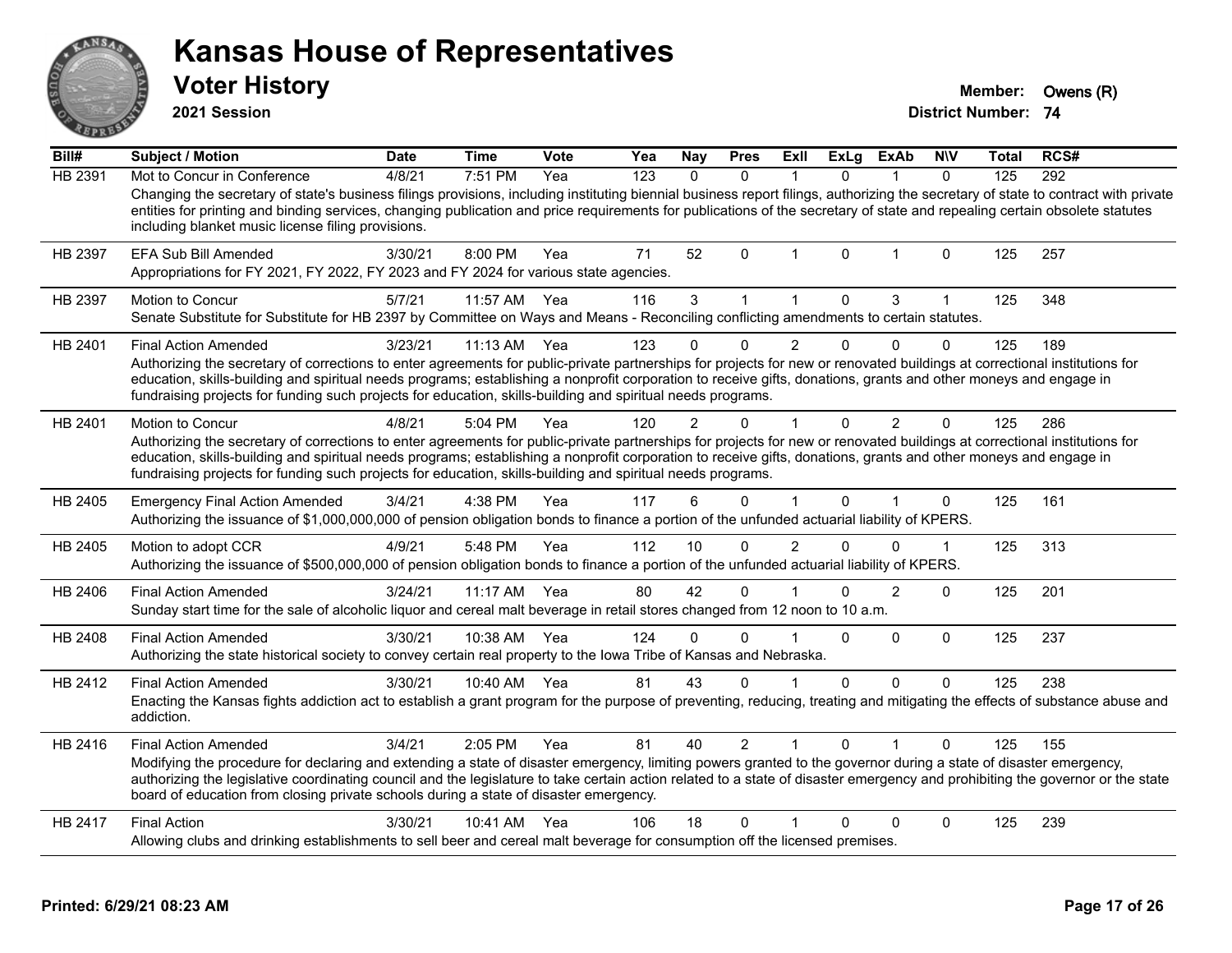# Kansas House of Representatives

## Voter History

**2021 Session**

**Member:** Owens (R)
**District Number:** 74

| Bill# | Subject / Motion | Date | Time | Vote | Yea | Nay | Pres | ExII | ExLg | ExAb | N\V | Total | RCS# |
|---|---|---|---|---|---|---|---|---|---|---|---|---|---|
| HB 2391 | Mot to Concur in Conference | 4/8/21 | 7:51 PM | Yea | 123 | 0 | 0 | 1 | 0 | 1 | 0 | 125 | 292 |
| | Changing the secretary of state's business filings provisions, including instituting biennial business report filings, authorizing the secretary of state to contract with private entities for printing and binding services, changing publication and price requirements for publications of the secretary of state and repealing certain obsolete statutes including blanket music license filing provisions. | | | | | | | | | | | | |
| HB 2397 | EFA Sub Bill Amended | 3/30/21 | 8:00 PM | Yea | 71 | 52 | 0 | 1 | 0 | 1 | 0 | 125 | 257 |
| | Appropriations for FY 2021, FY 2022, FY 2023 and FY 2024 for various state agencies. | | | | | | | | | | | | |
| HB 2397 | Motion to Concur | 5/7/21 | 11:57 AM | Yea | 116 | 3 | 1 | 1 | 0 | 3 | 1 | 125 | 348 |
| | Senate Substitute for Substitute for HB 2397 by Committee on Ways and Means - Reconciling conflicting amendments to certain statutes. | | | | | | | | | | | | |
| HB 2401 | Final Action Amended | 3/23/21 | 11:13 AM | Yea | 123 | 0 | 0 | 2 | 0 | 0 | 0 | 125 | 189 |
| | Authorizing the secretary of corrections to enter agreements for public-private partnerships for projects for new or renovated buildings at correctional institutions for education, skills-building and spiritual needs programs; establishing a nonprofit corporation to receive gifts, donations, grants and other moneys and engage in fundraising projects for funding such projects for education, skills-building and spiritual needs programs. | | | | | | | | | | | | |
| HB 2401 | Motion to Concur | 4/8/21 | 5:04 PM | Yea | 120 | 2 | 0 | 1 | 0 | 2 | 0 | 125 | 286 |
| | Authorizing the secretary of corrections to enter agreements for public-private partnerships for projects for new or renovated buildings at correctional institutions for education, skills-building and spiritual needs programs; establishing a nonprofit corporation to receive gifts, donations, grants and other moneys and engage in fundraising projects for funding such projects for education, skills-building and spiritual needs programs. | | | | | | | | | | | | |
| HB 2405 | Emergency Final Action Amended | 3/4/21 | 4:38 PM | Yea | 117 | 6 | 0 | 1 | 0 | 1 | 0 | 125 | 161 |
| | Authorizing the issuance of $1,000,000,000 of pension obligation bonds to finance a portion of the unfunded actuarial liability of KPERS. | | | | | | | | | | | | |
| HB 2405 | Motion to adopt CCR | 4/9/21 | 5:48 PM | Yea | 112 | 10 | 0 | 2 | 0 | 0 | 1 | 125 | 313 |
| | Authorizing the issuance of $500,000,000 of pension obligation bonds to finance a portion of the unfunded actuarial liability of KPERS. | | | | | | | | | | | | |
| HB 2406 | Final Action Amended | 3/24/21 | 11:17 AM | Yea | 80 | 42 | 0 | 1 | 0 | 2 | 0 | 125 | 201 |
| | Sunday start time for the sale of alcoholic liquor and cereal malt beverage in retail stores changed from 12 noon to 10 a.m. | | | | | | | | | | | | |
| HB 2408 | Final Action Amended | 3/30/21 | 10:38 AM | Yea | 124 | 0 | 0 | 1 | 0 | 0 | 0 | 125 | 237 |
| | Authorizing the state historical society to convey certain real property to the Iowa Tribe of Kansas and Nebraska. | | | | | | | | | | | | |
| HB 2412 | Final Action Amended | 3/30/21 | 10:40 AM | Yea | 81 | 43 | 0 | 1 | 0 | 0 | 0 | 125 | 238 |
| | Enacting the Kansas fights addiction act to establish a grant program for the purpose of preventing, reducing, treating and mitigating the effects of substance abuse and addiction. | | | | | | | | | | | | |
| HB 2416 | Final Action Amended | 3/4/21 | 2:05 PM | Yea | 81 | 40 | 2 | 1 | 0 | 1 | 0 | 125 | 155 |
| | Modifying the procedure for declaring and extending a state of disaster emergency, limiting powers granted to the governor during a state of disaster emergency, authorizing the legislative coordinating council and the legislature to take certain action related to a state of disaster emergency and prohibiting the governor or the state board of education from closing private schools during a state of disaster emergency. | | | | | | | | | | | | |
| HB 2417 | Final Action | 3/30/21 | 10:41 AM | Yea | 106 | 18 | 0 | 1 | 0 | 0 | 0 | 125 | 239 |
| | Allowing clubs and drinking establishments to sell beer and cereal malt beverage for consumption off the licensed premises. | | | | | | | | | | | | |

**Printed: 6/29/21 08:23 AM**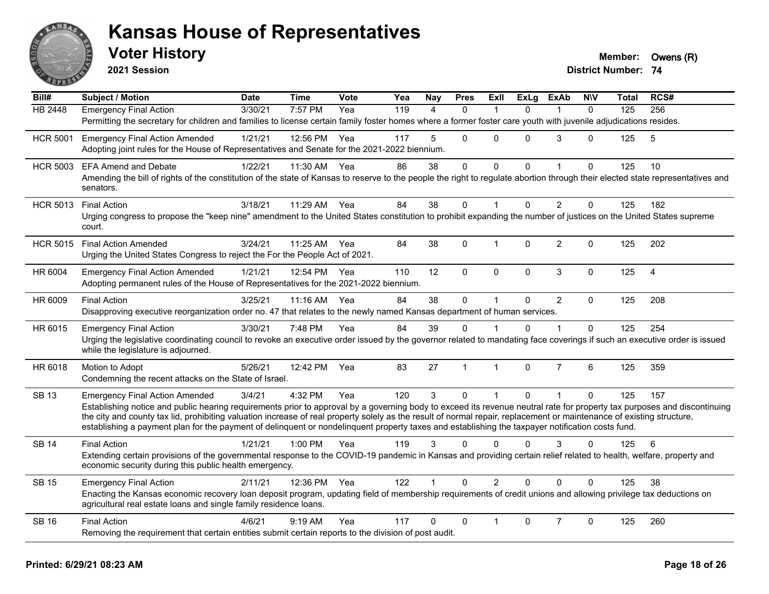# Kansas House of Representatives

## Voter History

**2021 Session**

**Member:** Owens (R)
**District Number:** 74

| Bill# | Subject / Motion | Date | Time | Vote | Yea | Nay | Pres | ExII | ExLg | ExAb | N\V | Total | RCS# |
|---|---|---|---|---|---|---|---|---|---|---|---|---|---|
| HB 2448 | Emergency Final Action | 3/30/21 | 7:57 PM | Yea | 119 | 4 | 0 | 1 | 0 | 1 | 0 | 125 | 256 |
| | Permitting the secretary for children and families to license certain family foster homes where a former foster care youth with juvenile adjudications resides. | | | | | | | | | | | | |
| HCR 5001 | Emergency Final Action Amended | 1/21/21 | 12:56 PM | Yea | 117 | 5 | 0 | 0 | 0 | 3 | 0 | 125 | 5 |
| | Adopting joint rules for the House of Representatives and Senate for the 2021-2022 biennium. | | | | | | | | | | | | |
| HCR 5003 | EFA Amend and Debate | 1/22/21 | 11:30 AM | Yea | 86 | 38 | 0 | 0 | 0 | 1 | 0 | 125 | 10 |
| | Amending the bill of rights of the constitution of the state of Kansas to reserve to the people the right to regulate abortion through their elected state representatives and senators. | | | | | | | | | | | | |
| HCR 5013 | Final Action | 3/18/21 | 11:29 AM | Yea | 84 | 38 | 0 | 1 | 0 | 2 | 0 | 125 | 182 |
| | Urging congress to propose the "keep nine" amendment to the United States constitution to prohibit expanding the number of justices on the United States supreme court. | | | | | | | | | | | | |
| HCR 5015 | Final Action Amended | 3/24/21 | 11:25 AM | Yea | 84 | 38 | 0 | 1 | 0 | 2 | 0 | 125 | 202 |
| | Urging the United States Congress to reject the For the People Act of 2021. | | | | | | | | | | | | |
| HR 6004 | Emergency Final Action Amended | 1/21/21 | 12:54 PM | Yea | 110 | 12 | 0 | 0 | 0 | 3 | 0 | 125 | 4 |
| | Adopting permanent rules of the House of Representatives for the 2021-2022 biennium. | | | | | | | | | | | | |
| HR 6009 | Final Action | 3/25/21 | 11:16 AM | Yea | 84 | 38 | 0 | 1 | 0 | 2 | 0 | 125 | 208 |
| | Disapproving executive reorganization order no. 47 that relates to the newly named Kansas department of human services. | | | | | | | | | | | | |
| HR 6015 | Emergency Final Action | 3/30/21 | 7:48 PM | Yea | 84 | 39 | 0 | 1 | 0 | 1 | 0 | 125 | 254 |
| | Urging the legislative coordinating council to revoke an executive order issued by the governor related to mandating face coverings if such an executive order is issued while the legislature is adjourned. | | | | | | | | | | | | |
| HR 6018 | Motion to Adopt | 5/26/21 | 12:42 PM | Yea | 83 | 27 | 1 | 1 | 0 | 7 | 6 | 125 | 359 |
| | Condemning the recent attacks on the State of Israel. | | | | | | | | | | | | |
| SB 13 | Emergency Final Action Amended | 3/4/21 | 4:32 PM | Yea | 120 | 3 | 0 | 1 | 0 | 1 | 0 | 125 | 157 |
| | Establishing notice and public hearing requirements prior to approval by a governing body to exceed its revenue neutral rate for property tax purposes and discontinuing the city and county tax lid, prohibiting valuation increase of real property solely as the result of normal repair, replacement or maintenance of existing structure, establishing a payment plan for the payment of delinquent or nondelinquent property taxes and establishing the taxpayer notification costs fund. | | | | | | | | | | | | |
| SB 14 | Final Action | 1/21/21 | 1:00 PM | Yea | 119 | 3 | 0 | 0 | 0 | 3 | 0 | 125 | 6 |
| | Extending certain provisions of the governmental response to the COVID-19 pandemic in Kansas and providing certain relief related to health, welfare, property and economic security during this public health emergency. | | | | | | | | | | | | |
| SB 15 | Emergency Final Action | 2/11/21 | 12:36 PM | Yea | 122 | 1 | 0 | 2 | 0 | 0 | 0 | 125 | 38 |
| | Enacting the Kansas economic recovery loan deposit program, updating field of membership requirements of credit unions and allowing privilege tax deductions on agricultural real estate loans and single family residence loans. | | | | | | | | | | | | |
| SB 16 | Final Action | 4/6/21 | 9:19 AM | Yea | 117 | 0 | 0 | 1 | 0 | 7 | 0 | 125 | 260 |
| | Removing the requirement that certain entities submit certain reports to the division of post audit. | | | | | | | | | | | | |

**Printed: 6/29/21 08:23 AM**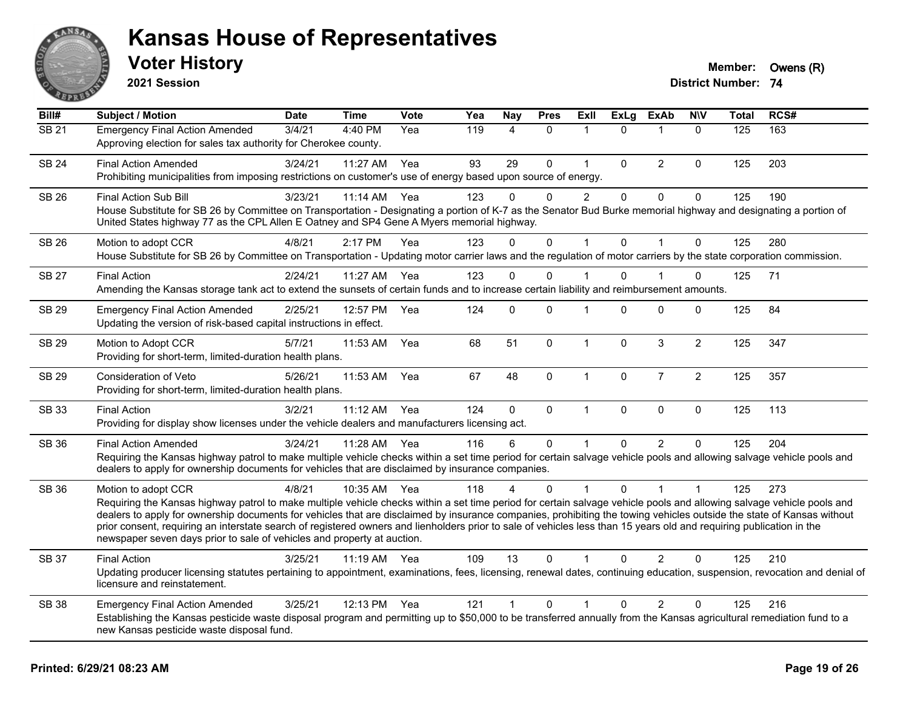# Kansas House of Representatives

## Voter History

**2021 Session**

**Member:** Owens (R)
**District Number:** 74

| Bill# | Subject / Motion | Date | Time | Vote | Yea | Nay | Pres | ExII | ExLg | ExAb | N\V | Total | RCS# |
|---|---|---|---|---|---|---|---|---|---|---|---|---|---|
| SB 21 | Emergency Final Action Amended | 3/4/21 | 4:40 PM | Yea | 119 | 4 | 0 | 1 | 0 | 1 | 0 | 125 | 163 |
| | Approving election for sales tax authority for Cherokee county. | | | | | | | | | | | | |
| SB 24 | Final Action Amended | 3/24/21 | 11:27 AM | Yea | 93 | 29 | 0 | 1 | 0 | 2 | 0 | 125 | 203 |
| | Prohibiting municipalities from imposing restrictions on customer's use of energy based upon source of energy. | | | | | | | | | | | | |
| SB 26 | Final Action Sub Bill | 3/23/21 | 11:14 AM | Yea | 123 | 0 | 0 | 2 | 0 | 0 | 0 | 125 | 190 |
| | House Substitute for SB 26 by Committee on Transportation - Designating a portion of K-7 as the Senator Bud Burke memorial highway and designating a portion of United States highway 77 as the CPL Allen E Oatney and SP4 Gene A Myers memorial highway. | | | | | | | | | | | | |
| SB 26 | Motion to adopt CCR | 4/8/21 | 2:17 PM | Yea | 123 | 0 | 0 | 1 | 0 | 1 | 0 | 125 | 280 |
| | House Substitute for SB 26 by Committee on Transportation - Updating motor carrier laws and the regulation of motor carriers by the state corporation commission. | | | | | | | | | | | | |
| SB 27 | Final Action | 2/24/21 | 11:27 AM | Yea | 123 | 0 | 0 | 1 | 0 | 1 | 0 | 125 | 71 |
| | Amending the Kansas storage tank act to extend the sunsets of certain funds and to increase certain liability and reimbursement amounts. | | | | | | | | | | | | |
| SB 29 | Emergency Final Action Amended | 2/25/21 | 12:57 PM | Yea | 124 | 0 | 0 | 1 | 0 | 0 | 0 | 125 | 84 |
| | Updating the version of risk-based capital instructions in effect. | | | | | | | | | | | | |
| SB 29 | Motion to Adopt CCR | 5/7/21 | 11:53 AM | Yea | 68 | 51 | 0 | 1 | 0 | 3 | 2 | 125 | 347 |
| | Providing for short-term, limited-duration health plans. | | | | | | | | | | | | |
| SB 29 | Consideration of Veto | 5/26/21 | 11:53 AM | Yea | 67 | 48 | 0 | 1 | 0 | 7 | 2 | 125 | 357 |
| | Providing for short-term, limited-duration health plans. | | | | | | | | | | | | |
| SB 33 | Final Action | 3/2/21 | 11:12 AM | Yea | 124 | 0 | 0 | 1 | 0 | 0 | 0 | 125 | 113 |
| | Providing for display show licenses under the vehicle dealers and manufacturers licensing act. | | | | | | | | | | | | |
| SB 36 | Final Action Amended | 3/24/21 | 11:28 AM | Yea | 116 | 6 | 0 | 1 | 0 | 2 | 0 | 125 | 204 |
| | Requiring the Kansas highway patrol to make multiple vehicle checks within a set time period for certain salvage vehicle pools and allowing salvage vehicle pools and dealers to apply for ownership documents for vehicles that are disclaimed by insurance companies. | | | | | | | | | | | | |
| SB 36 | Motion to adopt CCR | 4/8/21 | 10:35 AM | Yea | 118 | 4 | 0 | 1 | 0 | 1 | 1 | 125 | 273 |
| | Requiring the Kansas highway patrol to make multiple vehicle checks within a set time period for certain salvage vehicle pools and allowing salvage vehicle pools and dealers to apply for ownership documents for vehicles that are disclaimed by insurance companies, prohibiting the towing vehicles outside the state of Kansas without prior consent, requiring an interstate search of registered owners and lienholders prior to sale of vehicles less than 15 years old and requiring publication in the newspaper seven days prior to sale of vehicles and property at auction. | | | | | | | | | | | | |
| SB 37 | Final Action | 3/25/21 | 11:19 AM | Yea | 109 | 13 | 0 | 1 | 0 | 2 | 0 | 125 | 210 |
| | Updating producer licensing statutes pertaining to appointment, examinations, fees, licensing, renewal dates, continuing education, suspension, revocation and denial of licensure and reinstatement. | | | | | | | | | | | | |
| SB 38 | Emergency Final Action Amended | 3/25/21 | 12:13 PM | Yea | 121 | 1 | 0 | 1 | 0 | 2 | 0 | 125 | 216 |
| | Establishing the Kansas pesticide waste disposal program and permitting up to $50,000 to be transferred annually from the Kansas agricultural remediation fund to a new Kansas pesticide waste disposal fund. | | | | | | | | | | | | |

**Printed: 6/29/21 08:23 AM**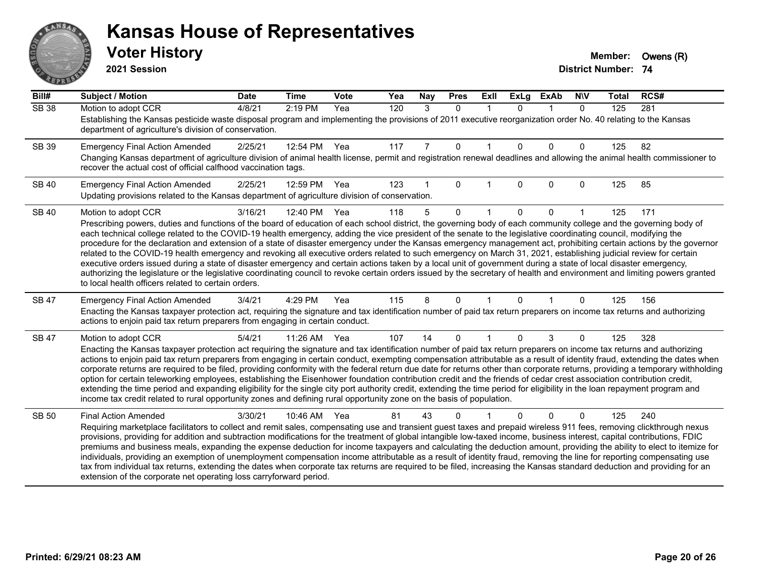# Kansas House of Representatives

## Voter History

**2021 Session**

**Member:** Owens (R)
**District Number:** 74

| Bill# | Subject / Motion | Date | Time | Vote | Yea | Nay | Pres | ExII | ExLg | ExAb | N\V | Total | RCS# |
|---|---|---|---|---|---|---|---|---|---|---|---|---|---|
| SB 38 | Motion to adopt CCR | 4/8/21 | 2:19 PM | Yea | 120 | 3 | 0 | 1 | 0 | 1 | 0 | 125 | 281 |
| | Establishing the Kansas pesticide waste disposal program and implementing the provisions of 2011 executive reorganization order No. 40 relating to the Kansas department of agriculture's division of conservation. | | | | | | | | | | | | |
| SB 39 | Emergency Final Action Amended | 2/25/21 | 12:54 PM | Yea | 117 | 7 | 0 | 1 | 0 | 0 | 0 | 125 | 82 |
| | Changing Kansas department of agriculture division of animal health license, permit and registration renewal deadlines and allowing the animal health commissioner to recover the actual cost of official calfhood vaccination tags. | | | | | | | | | | | | |
| SB 40 | Emergency Final Action Amended | 2/25/21 | 12:59 PM | Yea | 123 | 1 | 0 | 1 | 0 | 0 | 0 | 125 | 85 |
| | Updating provisions related to the Kansas department of agriculture division of conservation. | | | | | | | | | | | | |
| SB 40 | Motion to adopt CCR | 3/16/21 | 12:40 PM | Yea | 118 | 5 | 0 | 1 | 0 | 0 | 1 | 125 | 171 |
| | Prescribing powers, duties and functions of the board of education of each school district, the governing body of each community college and the governing body of each technical college related to the COVID-19 health emergency, adding the vice president of the senate to the legislative coordinating council, modifying the procedure for the declaration and extension of a state of disaster emergency under the Kansas emergency management act, prohibiting certain actions by the governor related to the COVID-19 health emergency and revoking all executive orders related to such emergency on March 31, 2021, establishing judicial review for certain executive orders issued during a state of disaster emergency and certain actions taken by a local unit of government during a state of local disaster emergency, authorizing the legislature or the legislative coordinating council to revoke certain orders issued by the secretary of health and environment and limiting powers granted to local health officers related to certain orders. | | | | | | | | | | | | |
| SB 47 | Emergency Final Action Amended | 3/4/21 | 4:29 PM | Yea | 115 | 8 | 0 | 1 | 0 | 1 | 0 | 125 | 156 |
| | Enacting the Kansas taxpayer protection act, requiring the signature and tax identification number of paid tax return preparers on income tax returns and authorizing actions to enjoin paid tax return preparers from engaging in certain conduct. | | | | | | | | | | | | |
| SB 47 | Motion to adopt CCR | 5/4/21 | 11:26 AM | Yea | 107 | 14 | 0 | 1 | 0 | 3 | 0 | 125 | 328 |
| | Enacting the Kansas taxpayer protection act requiring the signature and tax identification number of paid tax return preparers on income tax returns and authorizing actions to enjoin paid tax return preparers from engaging in certain conduct, exempting compensation attributable as a result of identity fraud, extending the dates when corporate returns are required to be filed, providing conformity with the federal return due date for returns other than corporate returns, providing a temporary withholding option for certain teleworking employees, establishing the Eisenhower foundation contribution credit and the friends of cedar crest association contribution credit, extending the time period and expanding eligibility for the single city port authority credit, extending the time period for eligibility in the loan repayment program and income tax credit related to rural opportunity zones and defining rural opportunity zone on the basis of population. | | | | | | | | | | | | |
| SB 50 | Final Action Amended | 3/30/21 | 10:46 AM | Yea | 81 | 43 | 0 | 1 | 0 | 0 | 0 | 125 | 240 |
| | Requiring marketplace facilitators to collect and remit sales, compensating use and transient guest taxes and prepaid wireless 911 fees, removing clickthrough nexus provisions, providing for addition and subtraction modifications for the treatment of global intangible low-taxed income, business interest, capital contributions, FDIC premiums and business meals, expanding the expense deduction for income taxpayers and calculating the deduction amount, providing the ability to elect to itemize for individuals, providing an exemption of unemployment compensation income attributable as a result of identity fraud, removing the line for reporting compensating use tax from individual tax returns, extending the dates when corporate tax returns are required to be filed, increasing the Kansas standard deduction and providing for an extension of the corporate net operating loss carryforward period. | | | | | | | | | | | | |

**Printed: 6/29/21 08:23 AM**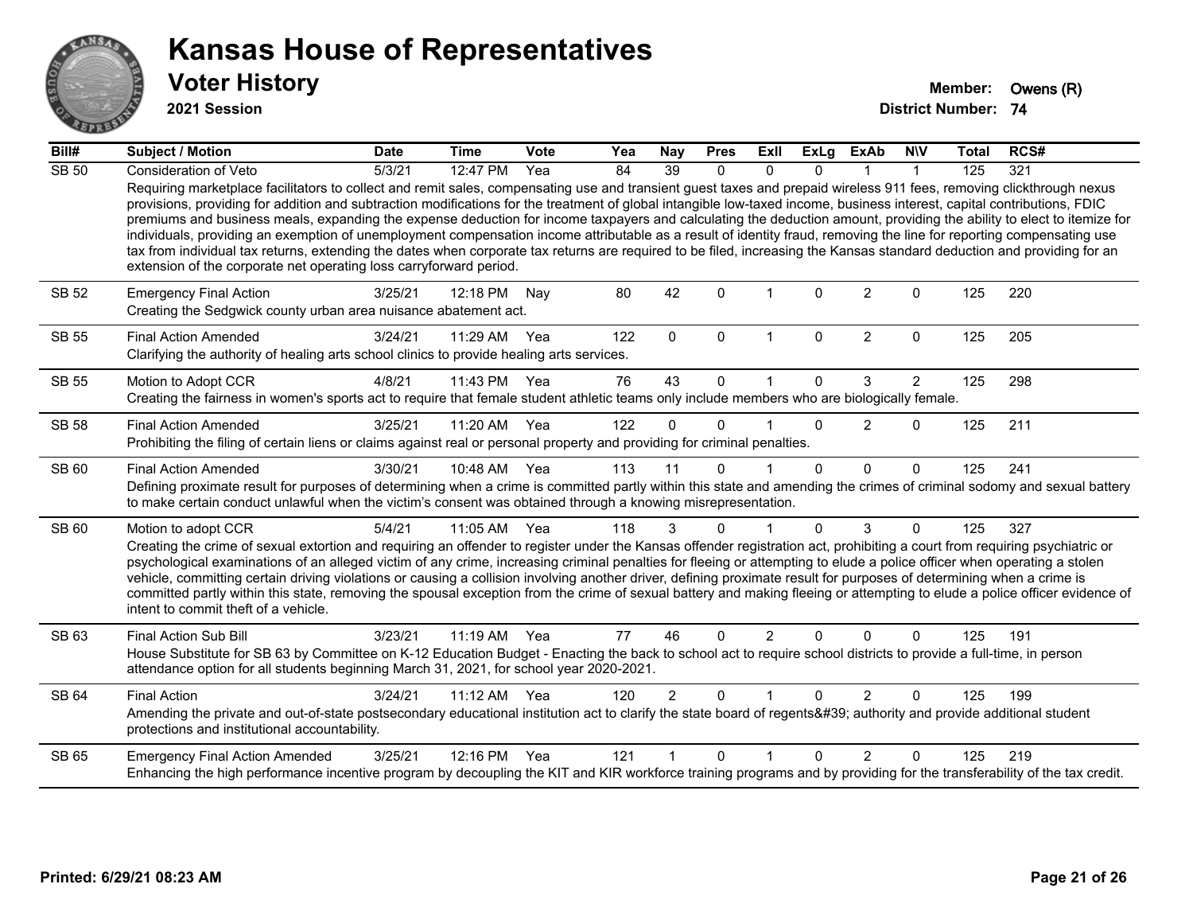# Kansas House of Representatives

## Voter History

**2021 Session**

**Member:** Owens (R)
**District Number:** 74

| Bill# | Subject / Motion | Date | Time | Vote | Yea | Nay | Pres | ExII | ExLg | ExAb | N\V | Total | RCS# |
|---|---|---|---|---|---|---|---|---|---|---|---|---|---|
| SB 50 | Consideration of Veto | 5/3/21 | 12:47 PM | Yea | 84 | 39 | 0 | 0 | 0 | 1 | 1 | 125 | 321 |
| | Requiring marketplace facilitators to collect and remit sales, compensating use and transient guest taxes and prepaid wireless 911 fees, removing clickthrough nexus provisions, providing for addition and subtraction modifications for the treatment of global intangible low-taxed income, business interest, capital contributions, FDIC premiums and business meals, expanding the expense deduction for income taxpayers and calculating the deduction amount, providing the ability to elect to itemize for individuals, providing an exemption of unemployment compensation income attributable as a result of identity fraud, removing the line for reporting compensating use tax from individual tax returns, extending the dates when corporate tax returns are required to be filed, increasing the Kansas standard deduction and providing for an extension of the corporate net operating loss carryforward period. | | | | | | | | | | | | |
| SB 52 | Emergency Final Action | 3/25/21 | 12:18 PM | Nay | 80 | 42 | 0 | 1 | 0 | 2 | 0 | 125 | 220 |
| | Creating the Sedgwick county urban area nuisance abatement act. | | | | | | | | | | | | |
| SB 55 | Final Action Amended | 3/24/21 | 11:29 AM | Yea | 122 | 0 | 0 | 1 | 0 | 2 | 0 | 125 | 205 |
| | Clarifying the authority of healing arts school clinics to provide healing arts services. | | | | | | | | | | | | |
| SB 55 | Motion to Adopt CCR | 4/8/21 | 11:43 PM | Yea | 76 | 43 | 0 | 1 | 0 | 3 | 2 | 125 | 298 |
| | Creating the fairness in women's sports act to require that female student athletic teams only include members who are biologically female. | | | | | | | | | | | | |
| SB 58 | Final Action Amended | 3/25/21 | 11:20 AM | Yea | 122 | 0 | 0 | 1 | 0 | 2 | 0 | 125 | 211 |
| | Prohibiting the filing of certain liens or claims against real or personal property and providing for criminal penalties. | | | | | | | | | | | | |
| SB 60 | Final Action Amended | 3/30/21 | 10:48 AM | Yea | 113 | 11 | 0 | 1 | 0 | 0 | 0 | 125 | 241 |
| | Defining proximate result for purposes of determining when a crime is committed partly within this state and amending the crimes of criminal sodomy and sexual battery to make certain conduct unlawful when the victim's consent was obtained through a knowing misrepresentation. | | | | | | | | | | | | |
| SB 60 | Motion to adopt CCR | 5/4/21 | 11:05 AM | Yea | 118 | 3 | 0 | 1 | 0 | 3 | 0 | 125 | 327 |
| | Creating the crime of sexual extortion and requiring an offender to register under the Kansas offender registration act, prohibiting a court from requiring psychiatric or psychological examinations of an alleged victim of any crime, increasing criminal penalties for fleeing or attempting to elude a police officer when operating a stolen vehicle, committing certain driving violations or causing a collision involving another driver, defining proximate result for purposes of determining when a crime is committed partly within this state, removing the spousal exception from the crime of sexual battery and making fleeing or attempting to elude a police officer evidence of intent to commit theft of a vehicle. | | | | | | | | | | | | |
| SB 63 | Final Action Sub Bill | 3/23/21 | 11:19 AM | Yea | 77 | 46 | 0 | 2 | 0 | 0 | 0 | 125 | 191 |
| | House Substitute for SB 63 by Committee on K-12 Education Budget - Enacting the back to school act to require school districts to provide a full-time, in person attendance option for all students beginning March 31, 2021, for school year 2020-2021. | | | | | | | | | | | | |
| SB 64 | Final Action | 3/24/21 | 11:12 AM | Yea | 120 | 2 | 0 | 1 | 0 | 2 | 0 | 125 | 199 |
| | Amending the private and out-of-state postsecondary educational institution act to clarify the state board of regents&#39; authority and provide additional student protections and institutional accountability. | | | | | | | | | | | | |
| SB 65 | Emergency Final Action Amended | 3/25/21 | 12:16 PM | Yea | 121 | 1 | 0 | 1 | 0 | 2 | 0 | 125 | 219 |
| | Enhancing the high performance incentive program by decoupling the KIT and KIR workforce training programs and by providing for the transferability of the tax credit. | | | | | | | | | | | | |

**Printed: 6/29/21 08:23 AM**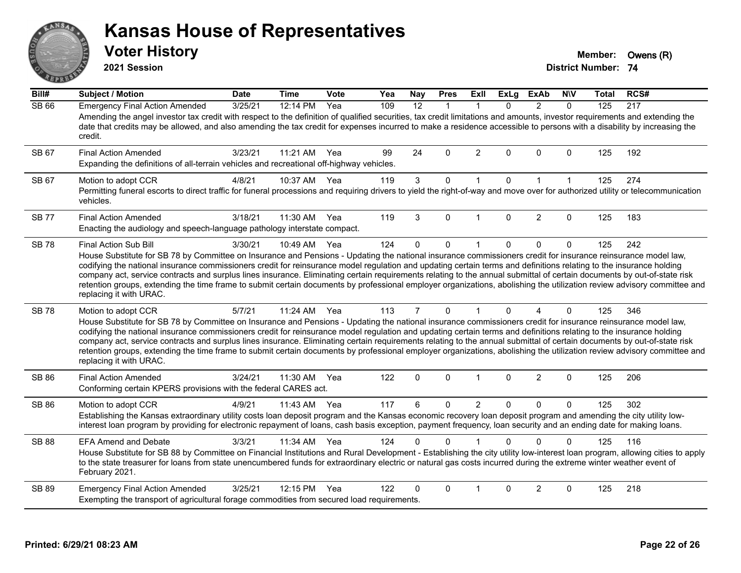# Kansas House of Representatives

## Voter History

**2021 Session**

**Member:** Owens (R)
**District Number:** 74

| Bill# | Subject / Motion | Date | Time | Vote | Yea | Nay | Pres | ExII | ExLg | ExAb | N\V | Total | RCS# |
|---|---|---|---|---|---|---|---|---|---|---|---|---|---|
| SB 66 | Emergency Final Action Amended | 3/25/21 | 12:14 PM | Yea | 109 | 12 | 1 | 1 | 0 | 2 | 0 | 125 | 217 |
| | Amending the angel investor tax credit with respect to the definition of qualified securities, tax credit limitations and amounts, investor requirements and extending the date that credits may be allowed, and also amending the tax credit for expenses incurred to make a residence accessible to persons with a disability by increasing the credit. | | | | | | | | | | | | |
| SB 67 | Final Action Amended | 3/23/21 | 11:21 AM | Yea | 99 | 24 | 0 | 2 | 0 | 0 | 0 | 125 | 192 |
| | Expanding the definitions of all-terrain vehicles and recreational off-highway vehicles. | | | | | | | | | | | | |
| SB 67 | Motion to adopt CCR | 4/8/21 | 10:37 AM | Yea | 119 | 3 | 0 | 1 | 0 | 1 | 1 | 125 | 274 |
| | Permitting funeral escorts to direct traffic for funeral processions and requiring drivers to yield the right-of-way and move over for authorized utility or telecommunication vehicles. | | | | | | | | | | | | |
| SB 77 | Final Action Amended | 3/18/21 | 11:30 AM | Yea | 119 | 3 | 0 | 1 | 0 | 2 | 0 | 125 | 183 |
| | Enacting the audiology and speech-language pathology interstate compact. | | | | | | | | | | | | |
| SB 78 | Final Action Sub Bill | 3/30/21 | 10:49 AM | Yea | 124 | 0 | 0 | 1 | 0 | 0 | 0 | 125 | 242 |
| | House Substitute for SB 78 by Committee on Insurance and Pensions - Updating the national insurance commissioners credit for insurance reinsurance model law, codifying the national insurance commissioners credit for reinsurance model regulation and updating certain terms and definitions relating to the insurance holding company act, service contracts and surplus lines insurance. Eliminating certain requirements relating to the annual submittal of certain documents by out-of-state risk retention groups, extending the time frame to submit certain documents by professional employer organizations, abolishing the utilization review advisory committee and replacing it with URAC. | | | | | | | | | | | | |
| SB 78 | Motion to adopt CCR | 5/7/21 | 11:24 AM | Yea | 113 | 7 | 0 | 1 | 0 | 4 | 0 | 125 | 346 |
| | House Substitute for SB 78 by Committee on Insurance and Pensions - Updating the national insurance commissioners credit for insurance reinsurance model law, codifying the national insurance commissioners credit for reinsurance model regulation and updating certain terms and definitions relating to the insurance holding company act, service contracts and surplus lines insurance. Eliminating certain requirements relating to the annual submittal of certain documents by out-of-state risk retention groups, extending the time frame to submit certain documents by professional employer organizations, abolishing the utilization review advisory committee and replacing it with URAC. | | | | | | | | | | | | |
| SB 86 | Final Action Amended | 3/24/21 | 11:30 AM | Yea | 122 | 0 | 0 | 1 | 0 | 2 | 0 | 125 | 206 |
| | Conforming certain KPERS provisions with the federal CARES act. | | | | | | | | | | | | |
| SB 86 | Motion to adopt CCR | 4/9/21 | 11:43 AM | Yea | 117 | 6 | 0 | 2 | 0 | 0 | 0 | 125 | 302 |
| | Establishing the Kansas extraordinary utility costs loan deposit program and the Kansas economic recovery loan deposit program and amending the city utility low-interest loan program by providing for electronic repayment of loans, cash basis exception, payment frequency, loan security and an ending date for making loans. | | | | | | | | | | | | |
| SB 88 | EFA Amend and Debate | 3/3/21 | 11:34 AM | Yea | 124 | 0 | 0 | 1 | 0 | 0 | 0 | 125 | 116 |
| | House Substitute for SB 88 by Committee on Financial Institutions and Rural Development - Establishing the city utility low-interest loan program, allowing cities to apply to the state treasurer for loans from state unencumbered funds for extraordinary electric or natural gas costs incurred during the extreme winter weather event of February 2021. | | | | | | | | | | | | |
| SB 89 | Emergency Final Action Amended | 3/25/21 | 12:15 PM | Yea | 122 | 0 | 0 | 1 | 0 | 2 | 0 | 125 | 218 |
| | Exempting the transport of agricultural forage commodities from secured load requirements. | | | | | | | | | | | | |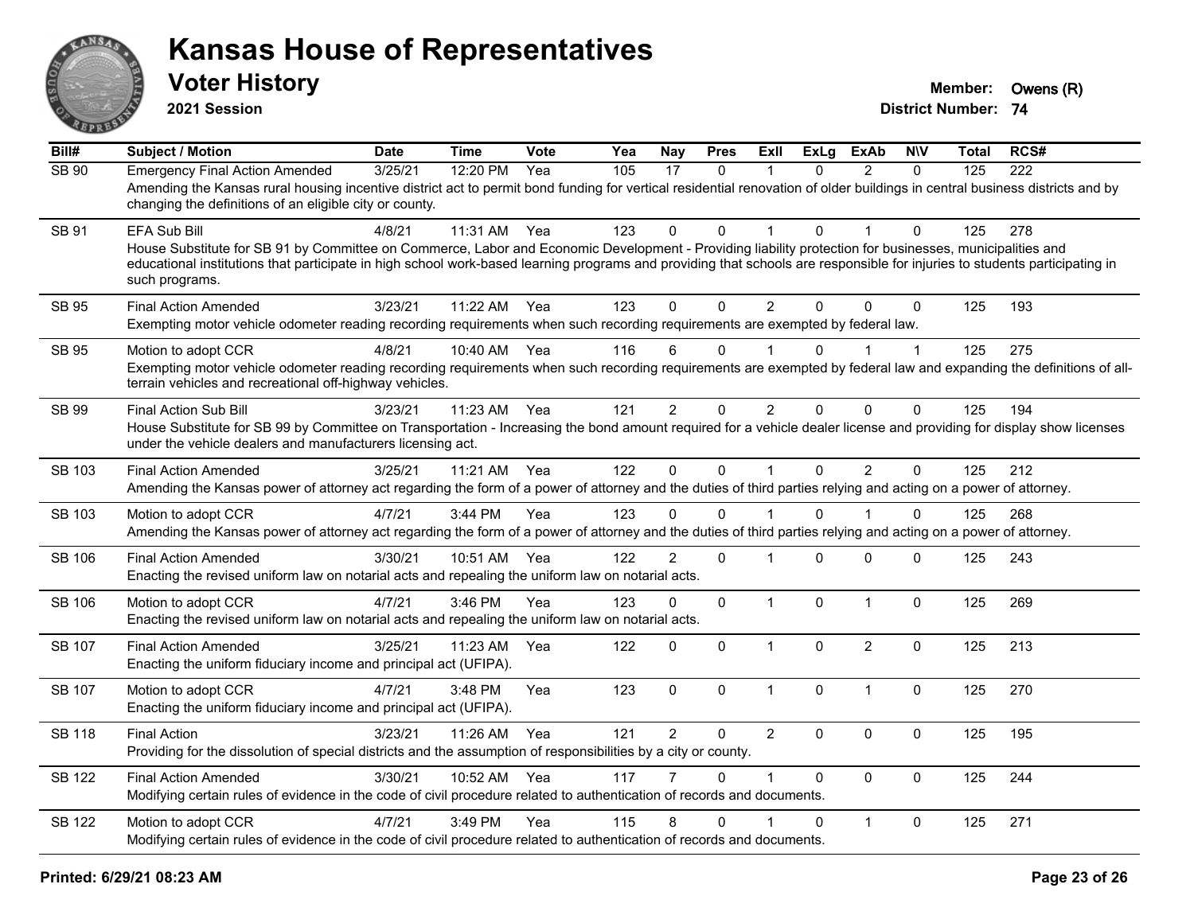# Kansas House of Representatives

## Voter History

**2021 Session**

**Member:** Owens (R)
**District Number:** 74

| Bill# | Subject / Motion | Date | Time | Vote | Yea | Nay | Pres | ExII | ExLg | ExAb | N\V | Total | RCS# |
|---|---|---|---|---|---|---|---|---|---|---|---|---|---|
| SB 90 | Emergency Final Action Amended | 3/25/21 | 12:20 PM | Yea | 105 | 17 | 0 | 1 | 0 | 2 | 0 | 125 | 222 |
| | Amending the Kansas rural housing incentive district act to permit bond funding for vertical residential renovation of older buildings in central business districts and by changing the definitions of an eligible city or county. | | | | | | | | | | | | |
| SB 91 | EFA Sub Bill | 4/8/21 | 11:31 AM | Yea | 123 | 0 | 0 | 1 | 0 | 1 | 0 | 125 | 278 |
| | House Substitute for SB 91 by Committee on Commerce, Labor and Economic Development - Providing liability protection for businesses, municipalities and educational institutions that participate in high school work-based learning programs and providing that schools are responsible for injuries to students participating in such programs. | | | | | | | | | | | | |
| SB 95 | Final Action Amended | 3/23/21 | 11:22 AM | Yea | 123 | 0 | 0 | 2 | 0 | 0 | 0 | 125 | 193 |
| | Exempting motor vehicle odometer reading recording requirements when such recording requirements are exempted by federal law. | | | | | | | | | | | | |
| SB 95 | Motion to adopt CCR | 4/8/21 | 10:40 AM | Yea | 116 | 6 | 0 | 1 | 0 | 1 | 1 | 125 | 275 |
| | Exempting motor vehicle odometer reading recording requirements when such recording requirements are exempted by federal law and expanding the definitions of all-terrain vehicles and recreational off-highway vehicles. | | | | | | | | | | | | |
| SB 99 | Final Action Sub Bill | 3/23/21 | 11:23 AM | Yea | 121 | 2 | 0 | 2 | 0 | 0 | 0 | 125 | 194 |
| | House Substitute for SB 99 by Committee on Transportation - Increasing the bond amount required for a vehicle dealer license and providing for display show licenses under the vehicle dealers and manufacturers licensing act. | | | | | | | | | | | | |
| SB 103 | Final Action Amended | 3/25/21 | 11:21 AM | Yea | 122 | 0 | 0 | 1 | 0 | 2 | 0 | 125 | 212 |
| | Amending the Kansas power of attorney act regarding the form of a power of attorney and the duties of third parties relying and acting on a power of attorney. | | | | | | | | | | | | |
| SB 103 | Motion to adopt CCR | 4/7/21 | 3:44 PM | Yea | 123 | 0 | 0 | 1 | 0 | 1 | 0 | 125 | 268 |
| | Amending the Kansas power of attorney act regarding the form of a power of attorney and the duties of third parties relying and acting on a power of attorney. | | | | | | | | | | | | |
| SB 106 | Final Action Amended | 3/30/21 | 10:51 AM | Yea | 122 | 2 | 0 | 1 | 0 | 0 | 0 | 125 | 243 |
| | Enacting the revised uniform law on notarial acts and repealing the uniform law on notarial acts. | | | | | | | | | | | | |
| SB 106 | Motion to adopt CCR | 4/7/21 | 3:46 PM | Yea | 123 | 0 | 0 | 1 | 0 | 1 | 0 | 125 | 269 |
| | Enacting the revised uniform law on notarial acts and repealing the uniform law on notarial acts. | | | | | | | | | | | | |
| SB 107 | Final Action Amended | 3/25/21 | 11:23 AM | Yea | 122 | 0 | 0 | 1 | 0 | 2 | 0 | 125 | 213 |
| | Enacting the uniform fiduciary income and principal act (UFIPA). | | | | | | | | | | | | |
| SB 107 | Motion to adopt CCR | 4/7/21 | 3:48 PM | Yea | 123 | 0 | 0 | 1 | 0 | 1 | 0 | 125 | 270 |
| | Enacting the uniform fiduciary income and principal act (UFIPA). | | | | | | | | | | | | |
| SB 118 | Final Action | 3/23/21 | 11:26 AM | Yea | 121 | 2 | 0 | 2 | 0 | 0 | 0 | 125 | 195 |
| | Providing for the dissolution of special districts and the assumption of responsibilities by a city or county. | | | | | | | | | | | | |
| SB 122 | Final Action Amended | 3/30/21 | 10:52 AM | Yea | 117 | 7 | 0 | 1 | 0 | 0 | 0 | 125 | 244 |
| | Modifying certain rules of evidence in the code of civil procedure related to authentication of records and documents. | | | | | | | | | | | | |
| SB 122 | Motion to adopt CCR | 4/7/21 | 3:49 PM | Yea | 115 | 8 | 0 | 1 | 0 | 1 | 0 | 125 | 271 |
| | Modifying certain rules of evidence in the code of civil procedure related to authentication of records and documents. | | | | | | | | | | | | |

Printed: 6/29/21 08:23 AM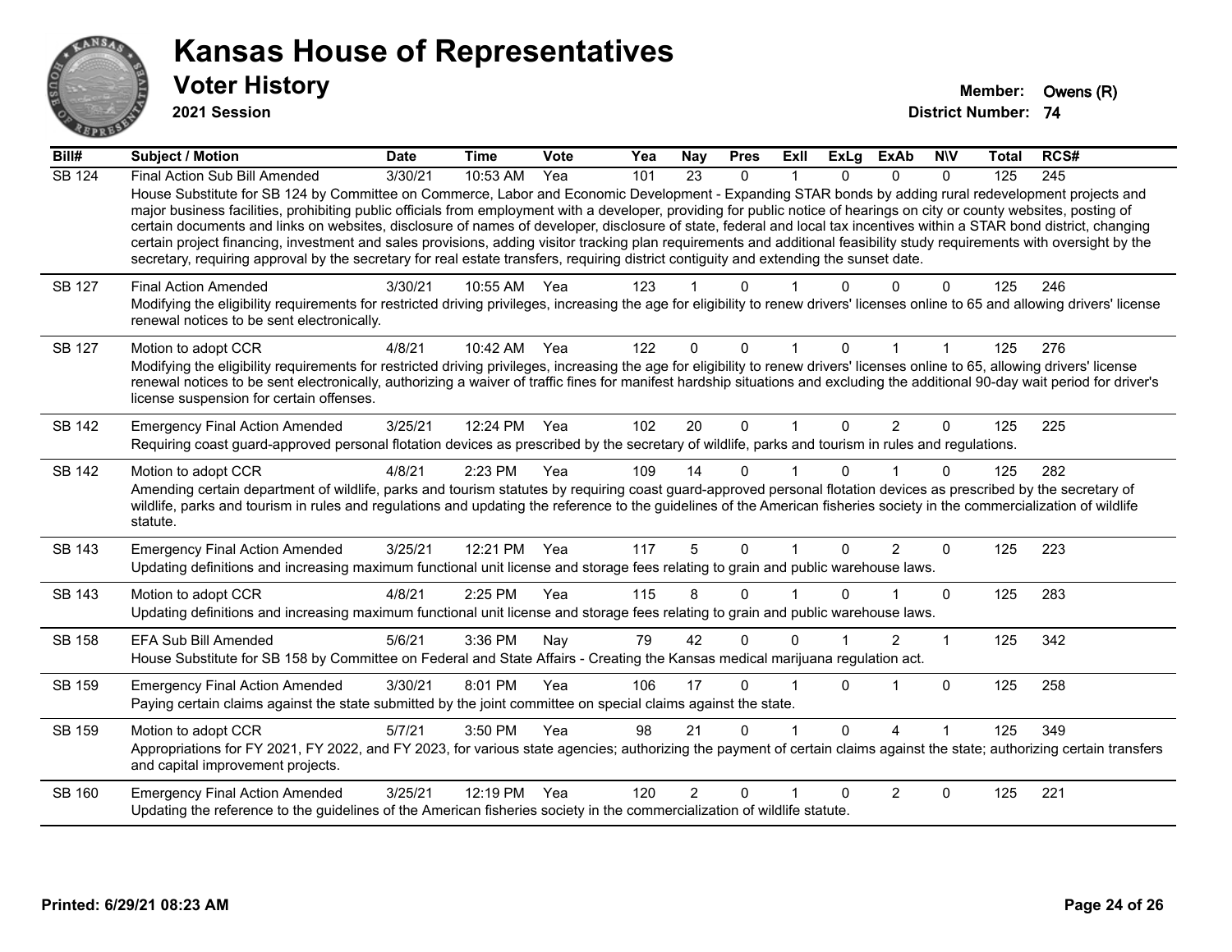# Kansas House of Representatives

## Voter History

**2021 Session**

**Member:** Owens (R)
**District Number:** 74

| Bill# | Subject / Motion | Date | Time | Vote | Yea | Nay | Pres | ExII | ExLg | ExAb | N\V | Total | RCS# |
|---|---|---|---|---|---|---|---|---|---|---|---|---|---|
| SB 124 | Final Action Sub Bill Amended | 3/30/21 | 10:53 AM | Yea | 101 | 23 | 0 | 1 | 0 | 0 | 0 | 125 | 245 |
| | House Substitute for SB 124 by Committee on Commerce, Labor and Economic Development - Expanding STAR bonds by adding rural redevelopment projects and major business facilities, prohibiting public officials from employment with a developer, providing for public notice of hearings on city or county websites, posting of certain documents and links on websites, disclosure of names of developer, disclosure of state, federal and local tax incentives within a STAR bond district, changing certain project financing, investment and sales provisions, adding visitor tracking plan requirements and additional feasibility study requirements with oversight by the secretary, requiring approval by the secretary for real estate transfers, requiring district contiguity and extending the sunset date. | | | | | | | | | | | | |
| SB 127 | Final Action Amended | 3/30/21 | 10:55 AM | Yea | 123 | 1 | 0 | 1 | 0 | 0 | 0 | 125 | 246 |
| | Modifying the eligibility requirements for restricted driving privileges, increasing the age for eligibility to renew drivers' licenses online to 65 and allowing drivers' license renewal notices to be sent electronically. | | | | | | | | | | | | |
| SB 127 | Motion to adopt CCR | 4/8/21 | 10:42 AM | Yea | 122 | 0 | 0 | 1 | 0 | 1 | 1 | 125 | 276 |
| | Modifying the eligibility requirements for restricted driving privileges, increasing the age for eligibility to renew drivers' licenses online to 65, allowing drivers' license renewal notices to be sent electronically, authorizing a waiver of traffic fines for manifest hardship situations and excluding the additional 90-day wait period for driver's license suspension for certain offenses. | | | | | | | | | | | | |
| SB 142 | Emergency Final Action Amended | 3/25/21 | 12:24 PM | Yea | 102 | 20 | 0 | 1 | 0 | 2 | 0 | 125 | 225 |
| | Requiring coast guard-approved personal flotation devices as prescribed by the secretary of wildlife, parks and tourism in rules and regulations. | | | | | | | | | | | | |
| SB 142 | Motion to adopt CCR | 4/8/21 | 2:23 PM | Yea | 109 | 14 | 0 | 1 | 0 | 1 | 0 | 125 | 282 |
| | Amending certain department of wildlife, parks and tourism statutes by requiring coast guard-approved personal flotation devices as prescribed by the secretary of wildlife, parks and tourism in rules and regulations and updating the reference to the guidelines of the American fisheries society in the commercialization of wildlife statute. | | | | | | | | | | | | |
| SB 143 | Emergency Final Action Amended | 3/25/21 | 12:21 PM | Yea | 117 | 5 | 0 | 1 | 0 | 2 | 0 | 125 | 223 |
| | Updating definitions and increasing maximum functional unit license and storage fees relating to grain and public warehouse laws. | | | | | | | | | | | | |
| SB 143 | Motion to adopt CCR | 4/8/21 | 2:25 PM | Yea | 115 | 8 | 0 | 1 | 0 | 1 | 0 | 125 | 283 |
| | Updating definitions and increasing maximum functional unit license and storage fees relating to grain and public warehouse laws. | | | | | | | | | | | | |
| SB 158 | EFA Sub Bill Amended | 5/6/21 | 3:36 PM | Nay | 79 | 42 | 0 | 0 | 1 | 2 | 1 | 125 | 342 |
| | House Substitute for SB 158 by Committee on Federal and State Affairs - Creating the Kansas medical marijuana regulation act. | | | | | | | | | | | | |
| SB 159 | Emergency Final Action Amended | 3/30/21 | 8:01 PM | Yea | 106 | 17 | 0 | 1 | 0 | 1 | 0 | 125 | 258 |
| | Paying certain claims against the state submitted by the joint committee on special claims against the state. | | | | | | | | | | | | |
| SB 159 | Motion to adopt CCR | 5/7/21 | 3:50 PM | Yea | 98 | 21 | 0 | 1 | 0 | 4 | 1 | 125 | 349 |
| | Appropriations for FY 2021, FY 2022, and FY 2023, for various state agencies; authorizing the payment of certain claims against the state; authorizing certain transfers and capital improvement projects. | | | | | | | | | | | | |
| SB 160 | Emergency Final Action Amended | 3/25/21 | 12:19 PM | Yea | 120 | 2 | 0 | 1 | 0 | 2 | 0 | 125 | 221 |
| | Updating the reference to the guidelines of the American fisheries society in the commercialization of wildlife statute. | | | | | | | | | | | | |

**Printed: 6/29/21 08:23 AM**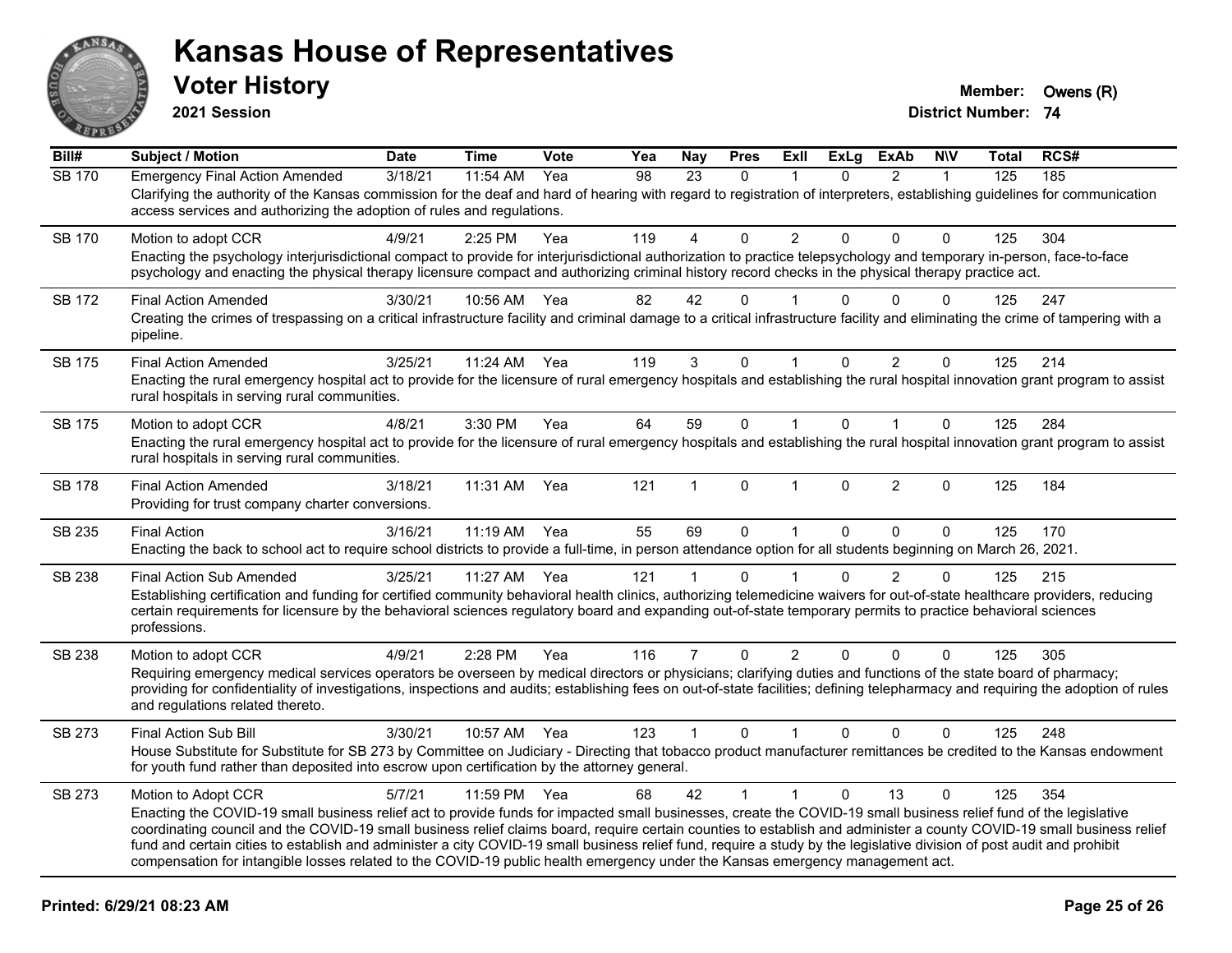# Kansas House of Representatives

## Voter History

**2021 Session**

**Member:** Owens (R)
**District Number:** 74

| Bill# | Subject / Motion | Date | Time | Vote | Yea | Nay | Pres | ExII | ExLg | ExAb | N\V | Total | RCS# |
|---|---|---|---|---|---|---|---|---|---|---|---|---|---|
| SB 170 | Emergency Final Action Amended | 3/18/21 | 11:54 AM | Yea | 98 | 23 | 0 | 1 | 0 | 2 | 1 | 125 | 185 |
| | Clarifying the authority of the Kansas commission for the deaf and hard of hearing with regard to registration of interpreters, establishing guidelines for communication access services and authorizing the adoption of rules and regulations. | | | | | | | | | | | | |
| SB 170 | Motion to adopt CCR | 4/9/21 | 2:25 PM | Yea | 119 | 4 | 0 | 2 | 0 | 0 | 0 | 125 | 304 |
| | Enacting the psychology interjurisdictional compact to provide for interjurisdictional authorization to practice telepsychology and temporary in-person, face-to-face psychology and enacting the physical therapy licensure compact and authorizing criminal history record checks in the physical therapy practice act. | | | | | | | | | | | | |
| SB 172 | Final Action Amended | 3/30/21 | 10:56 AM | Yea | 82 | 42 | 0 | 1 | 0 | 0 | 0 | 125 | 247 |
| | Creating the crimes of trespassing on a critical infrastructure facility and criminal damage to a critical infrastructure facility and eliminating the crime of tampering with a pipeline. | | | | | | | | | | | | |
| SB 175 | Final Action Amended | 3/25/21 | 11:24 AM | Yea | 119 | 3 | 0 | 1 | 0 | 2 | 0 | 125 | 214 |
| | Enacting the rural emergency hospital act to provide for the licensure of rural emergency hospitals and establishing the rural hospital innovation grant program to assist rural hospitals in serving rural communities. | | | | | | | | | | | | |
| SB 175 | Motion to adopt CCR | 4/8/21 | 3:30 PM | Yea | 64 | 59 | 0 | 1 | 0 | 1 | 0 | 125 | 284 |
| | Enacting the rural emergency hospital act to provide for the licensure of rural emergency hospitals and establishing the rural hospital innovation grant program to assist rural hospitals in serving rural communities. | | | | | | | | | | | | |
| SB 178 | Final Action Amended | 3/18/21 | 11:31 AM | Yea | 121 | 1 | 0 | 1 | 0 | 2 | 0 | 125 | 184 |
| | Providing for trust company charter conversions. | | | | | | | | | | | | |
| SB 235 | Final Action | 3/16/21 | 11:19 AM | Yea | 55 | 69 | 0 | 1 | 0 | 0 | 0 | 125 | 170 |
| | Enacting the back to school act to require school districts to provide a full-time, in person attendance option for all students beginning on March 26, 2021. | | | | | | | | | | | | |
| SB 238 | Final Action Sub Amended | 3/25/21 | 11:27 AM | Yea | 121 | 1 | 0 | 1 | 0 | 2 | 0 | 125 | 215 |
| | Establishing certification and funding for certified community behavioral health clinics, authorizing telemedicine waivers for out-of-state healthcare providers, reducing certain requirements for licensure by the behavioral sciences regulatory board and expanding out-of-state temporary permits to practice behavioral sciences professions. | | | | | | | | | | | | |
| SB 238 | Motion to adopt CCR | 4/9/21 | 2:28 PM | Yea | 116 | 7 | 0 | 2 | 0 | 0 | 0 | 125 | 305 |
| | Requiring emergency medical services operators be overseen by medical directors or physicians; clarifying duties and functions of the state board of pharmacy; providing for confidentiality of investigations, inspections and audits; establishing fees on out-of-state facilities; defining telepharmacy and requiring the adoption of rules and regulations related thereto. | | | | | | | | | | | | |
| SB 273 | Final Action Sub Bill | 3/30/21 | 10:57 AM | Yea | 123 | 1 | 0 | 1 | 0 | 0 | 0 | 125 | 248 |
| | House Substitute for Substitute for SB 273 by Committee on Judiciary - Directing that tobacco product manufacturer remittances be credited to the Kansas endowment for youth fund rather than deposited into escrow upon certification by the attorney general. | | | | | | | | | | | | |
| SB 273 | Motion to Adopt CCR | 5/7/21 | 11:59 PM | Yea | 68 | 42 | 1 | 1 | 0 | 13 | 0 | 125 | 354 |
| | Enacting the COVID-19 small business relief act to provide funds for impacted small businesses, create the COVID-19 small business relief fund of the legislative coordinating council and the COVID-19 small business relief claims board, require certain counties to establish and administer a county COVID-19 small business relief fund and certain cities to establish and administer a city COVID-19 small business relief fund, require a study by the legislative division of post audit and prohibit compensation for intangible losses related to the COVID-19 public health emergency under the Kansas emergency management act. | | | | | | | | | | | | |

**Printed: 6/29/21 08:23 AM**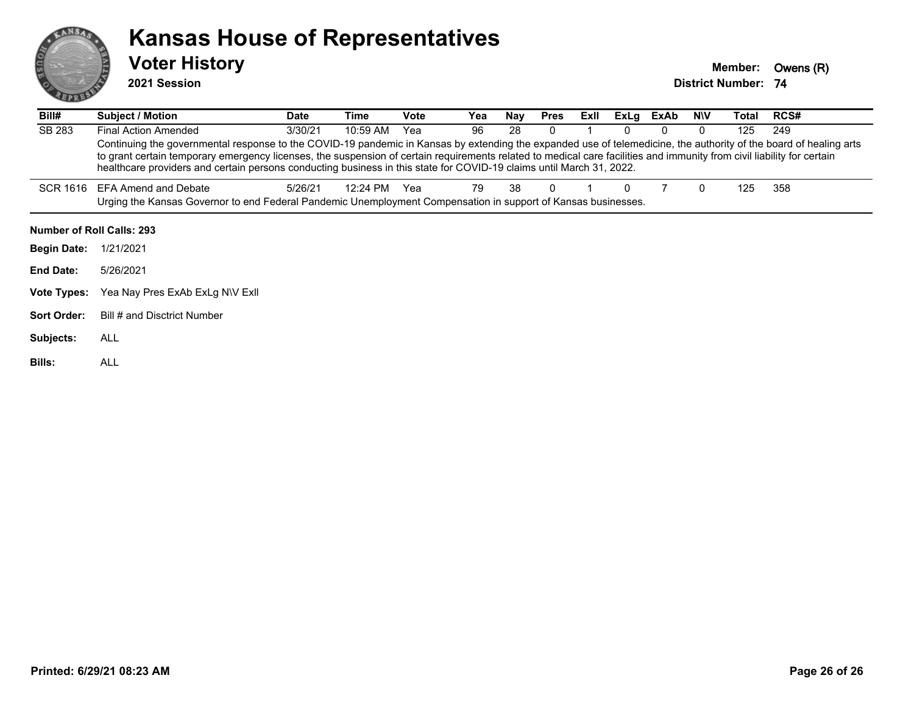# Kansas House of Representatives

## Voter History

**2021 Session**

**Member:** Owens (R)
**District Number:** 74

| Bill# | Subject / Motion | Date | Time | Vote | Yea | Nay | Pres | ExII | ExLg | ExAb | N\V | Total | RCS# |
|---|---|---|---|---|---|---|---|---|---|---|---|---|---|
| SB 283 | Final Action Amended | 3/30/21 | 10:59 AM | Yea | 96 | 28 | 0 | 1 | 0 | 0 | 0 | 125 | 249 |
| | Continuing the governmental response to the COVID-19 pandemic in Kansas by extending the expanded use of telemedicine, the authority of the board of healing arts to grant certain temporary emergency licenses, the suspension of certain requirements related to medical care facilities and immunity from civil liability for certain healthcare providers and certain persons conducting business in this state for COVID-19 claims until March 31, 2022. | | | | | | | | | | | | |
| SCR 1616 | EFA Amend and Debate | 5/26/21 | 12:24 PM | Yea | 79 | 38 | 0 | 1 | 0 | 7 | 0 | 125 | 358 |
| | Urging the Kansas Governor to end Federal Pandemic Unemployment Compensation in support of Kansas businesses. | | | | | | | | | | | | |

**Number of Roll Calls: 293**

**Begin Date:** 1/21/2021

**End Date:** 5/26/2021

**Vote Types:** Yea Nay Pres ExAb ExLg N\V ExII

**Sort Order:** Bill # and Disctrict Number

**Subjects:** ALL

**Bills:** ALL

**Printed: 6/29/21 08:23 AM**